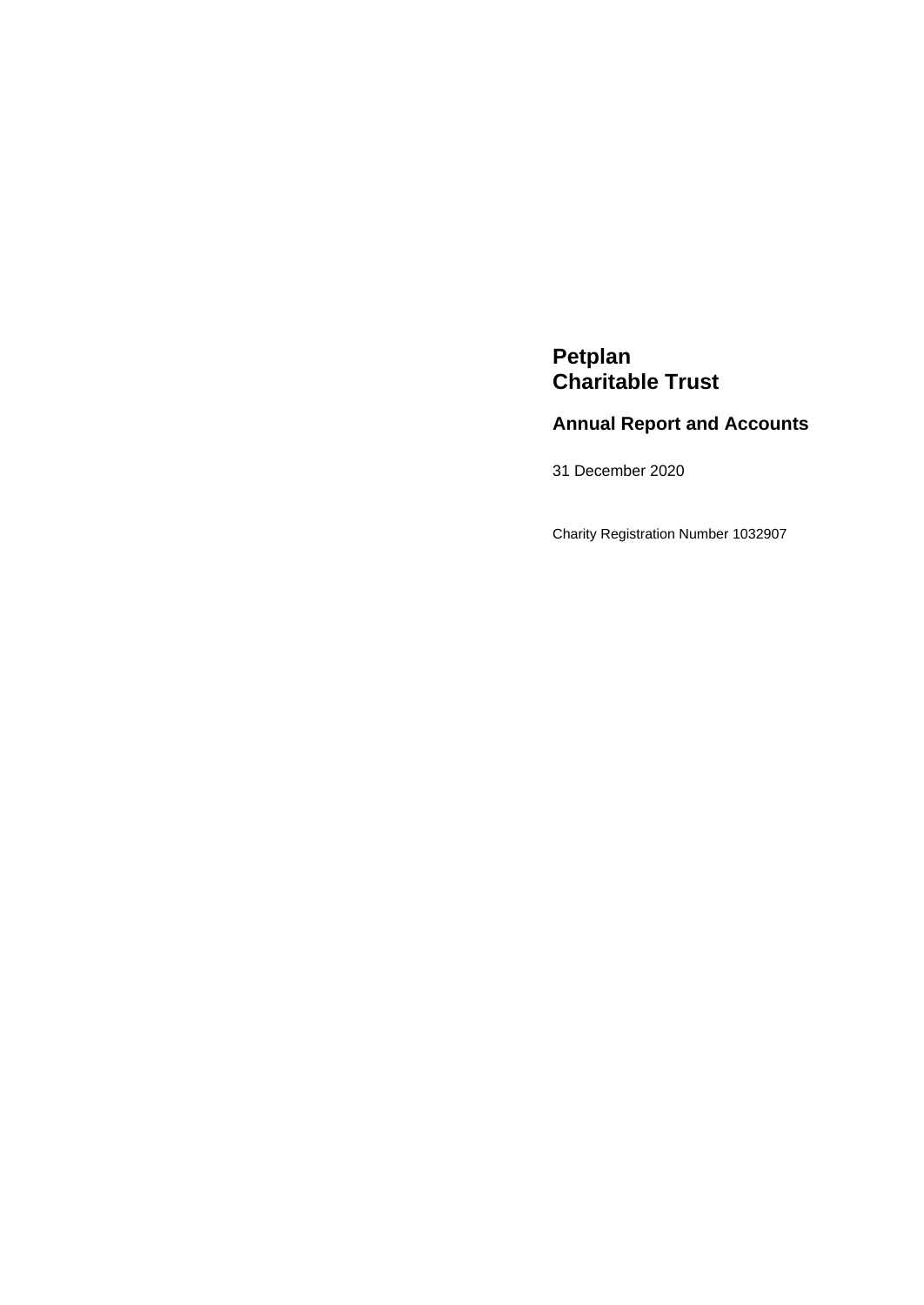# Petplan Charitable Trust

## Annual Report and Accounts

31 December 2020

Charity Registration Number 1032907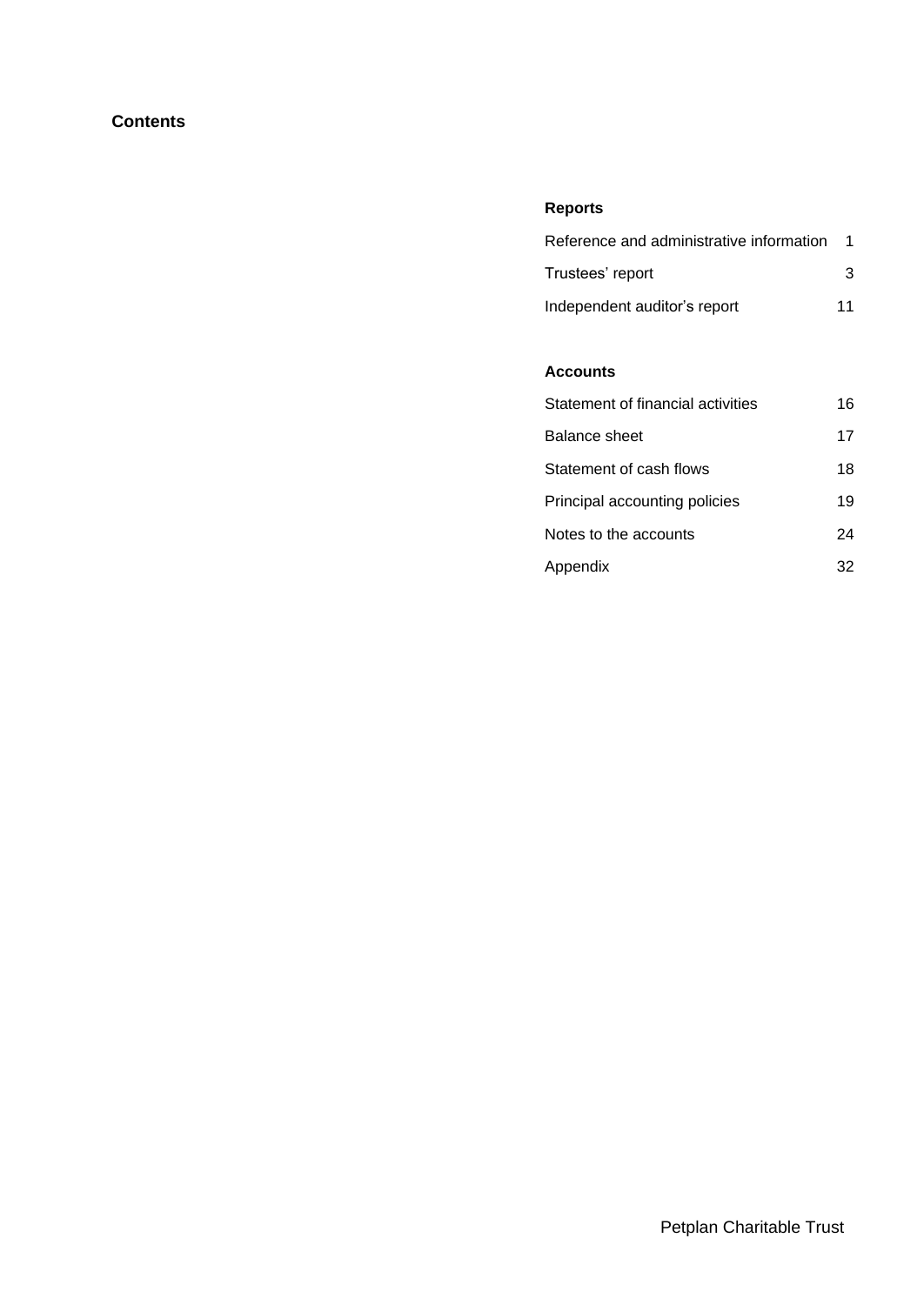# Contents

### Reports

| | |
|---|---|
| Reference and administrative information | 1 |
| Trustees' report | 3 |
| Independent auditor's report | 11 |

### Accounts

| | |
|---|---|
| Statement of financial activities | 16 |
| Balance sheet | 17 |
| Statement of cash flows | 18 |
| Principal accounting policies | 19 |
| Notes to the accounts | 24 |
| Appendix | 32 |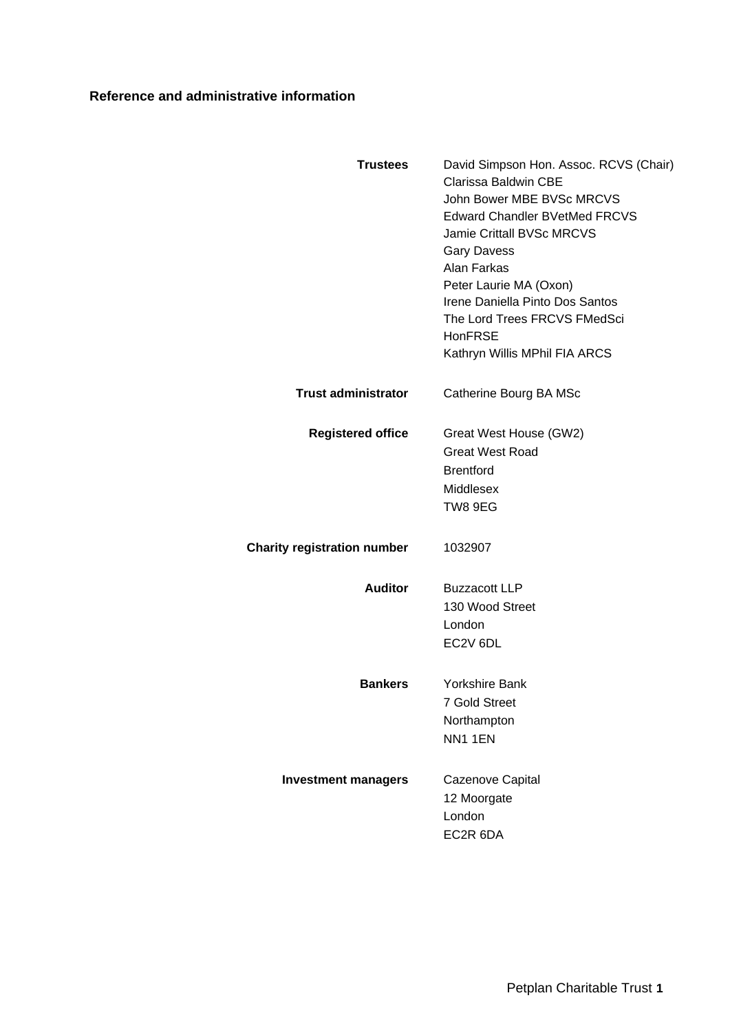## Reference and administrative information

**Trustees**
David Simpson Hon. Assoc. RCVS (Chair)
Clarissa Baldwin CBE
John Bower MBE BVSc MRCVS
Edward Chandler BVetMed FRCVS
Jamie Crittall BVSc MRCVS
Gary Davess
Alan Farkas
Peter Laurie MA (Oxon)
Irene Daniella Pinto Dos Santos
The Lord Trees FRCVS FMedSci HonFRSE
Kathryn Willis MPhil FIA ARCS

**Trust administrator**
Catherine Bourg BA MSc

**Registered office**
Great West House (GW2)
Great West Road
Brentford
Middlesex
TW8 9EG

**Charity registration number**
1032907

**Auditor**
Buzzacott LLP
130 Wood Street
London
EC2V 6DL

**Bankers**
Yorkshire Bank
7 Gold Street
Northampton
NN1 1EN

**Investment managers**
Cazenove Capital
12 Moorgate
London
EC2R 6DA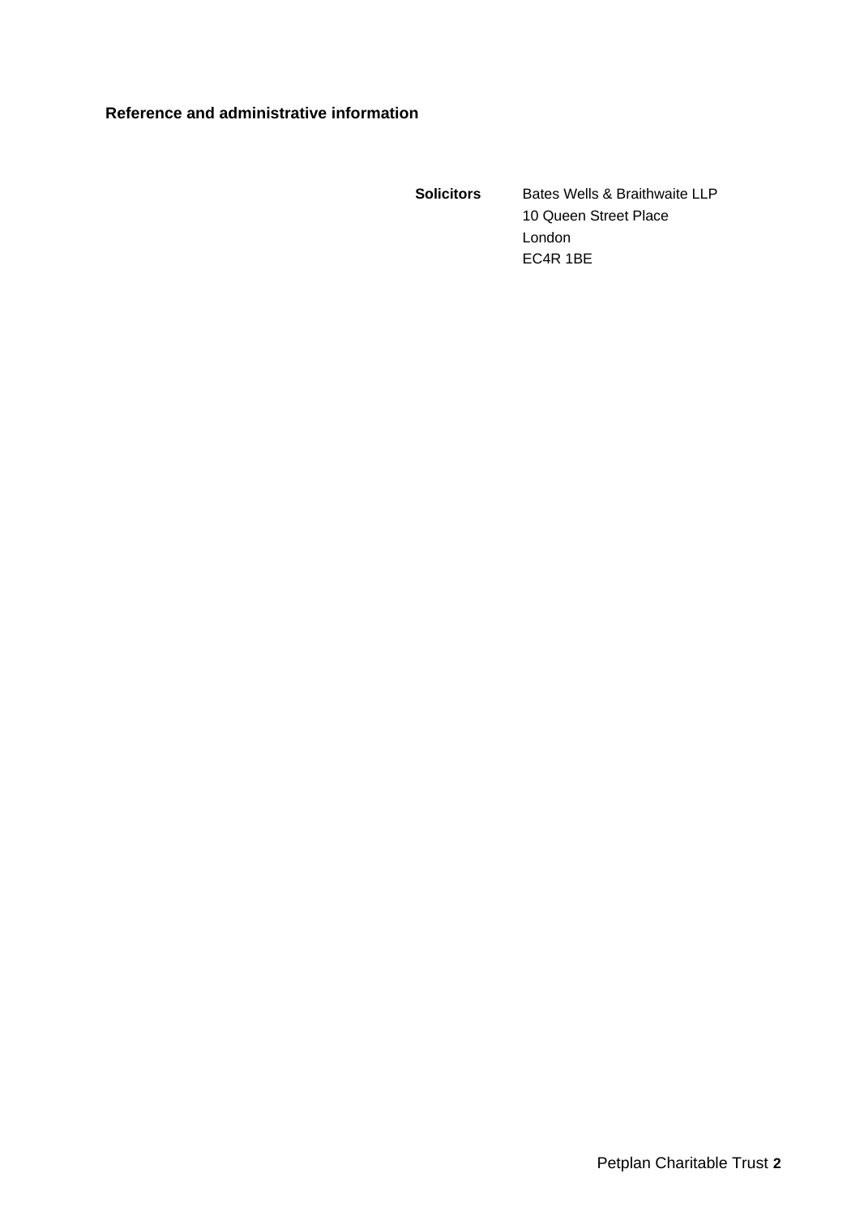**Reference and administrative information**

**Solicitors**
Bates Wells & Braithwaite LLP
10 Queen Street Place
London
EC4R 1BE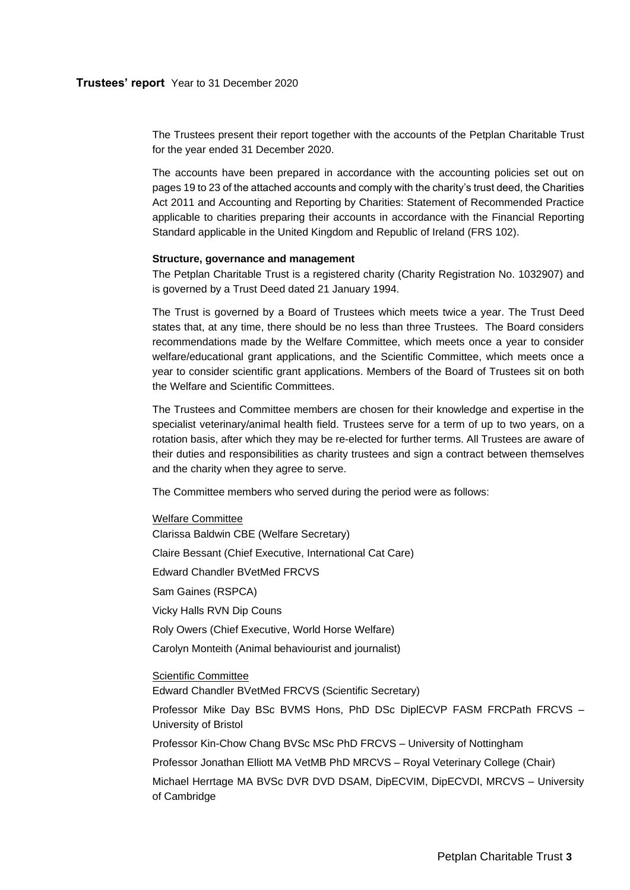**Trustees' report** Year to 31 December 2020

The Trustees present their report together with the accounts of the Petplan Charitable Trust for the year ended 31 December 2020.

The accounts have been prepared in accordance with the accounting policies set out on pages 19 to 23 of the attached accounts and comply with the charity's trust deed, the Charities Act 2011 and Accounting and Reporting by Charities: Statement of Recommended Practice applicable to charities preparing their accounts in accordance with the Financial Reporting Standard applicable in the United Kingdom and Republic of Ireland (FRS 102).

**Structure, governance and management**

The Petplan Charitable Trust is a registered charity (Charity Registration No. 1032907) and is governed by a Trust Deed dated 21 January 1994.

The Trust is governed by a Board of Trustees which meets twice a year. The Trust Deed states that, at any time, there should be no less than three Trustees. The Board considers recommendations made by the Welfare Committee, which meets once a year to consider welfare/educational grant applications, and the Scientific Committee, which meets once a year to consider scientific grant applications. Members of the Board of Trustees sit on both the Welfare and Scientific Committees.

The Trustees and Committee members are chosen for their knowledge and expertise in the specialist veterinary/animal health field. Trustees serve for a term of up to two years, on a rotation basis, after which they may be re-elected for further terms. All Trustees are aware of their duties and responsibilities as charity trustees and sign a contract between themselves and the charity when they agree to serve.

The Committee members who served during the period were as follows:

Welfare Committee

Clarissa Baldwin CBE (Welfare Secretary)

Claire Bessant (Chief Executive, International Cat Care)

Edward Chandler BVetMed FRCVS

Sam Gaines (RSPCA)

Vicky Halls RVN Dip Couns

Roly Owers (Chief Executive, World Horse Welfare)

Carolyn Monteith (Animal behaviourist and journalist)

Scientific Committee

Edward Chandler BVetMed FRCVS (Scientific Secretary)

Professor Mike Day BSc BVMS Hons, PhD DSc DiplECVP FASM FRCPath FRCVS – University of Bristol

Professor Kin-Chow Chang BVSc MSc PhD FRCVS – University of Nottingham

Professor Jonathan Elliott MA VetMB PhD MRCVS – Royal Veterinary College (Chair)

Michael Herrtage MA BVSc DVR DVD DSAM, DipECVIM, DipECVDI, MRCVS – University of Cambridge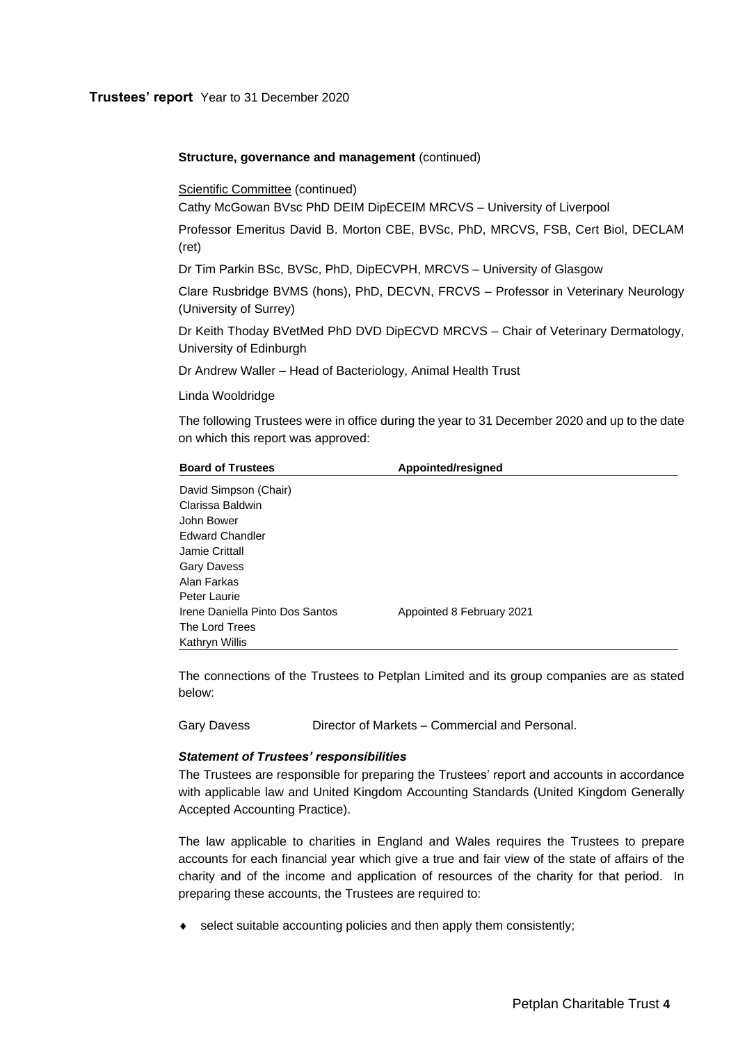**Structure, governance and management** (continued)

Scientific Committee (continued)

Cathy McGowan BVsc PhD DEIM DipECEIM MRCVS – University of Liverpool

Professor Emeritus David B. Morton CBE, BVSc, PhD, MRCVS, FSB, Cert Biol, DECLAM (ret)

Dr Tim Parkin BSc, BVSc, PhD, DipECVPH, MRCVS – University of Glasgow

Clare Rusbridge BVMS (hons), PhD, DECVN, FRCVS – Professor in Veterinary Neurology (University of Surrey)

Dr Keith Thoday BVetMed PhD DVD DipECVD MRCVS – Chair of Veterinary Dermatology, University of Edinburgh

Dr Andrew Waller – Head of Bacteriology, Animal Health Trust

Linda Wooldridge

The following Trustees were in office during the year to 31 December 2020 and up to the date on which this report was approved:

| Board of Trustees | Appointed/resigned |
|---|---|
| David Simpson (Chair) | |
| Clarissa Baldwin | |
| John Bower | |
| Edward Chandler | |
| Jamie Crittall | |
| Gary Davess | |
| Alan Farkas | |
| Peter Laurie | |
| Irene Daniella Pinto Dos Santos | Appointed 8 February 2021 |
| The Lord Trees | |
| Kathryn Willis | |

The connections of the Trustees to Petplan Limited and its group companies are as stated below:

Gary Davess Director of Markets – Commercial and Personal.

***Statement of Trustees' responsibilities***

The Trustees are responsible for preparing the Trustees' report and accounts in accordance with applicable law and United Kingdom Accounting Standards (United Kingdom Generally Accepted Accounting Practice).

The law applicable to charities in England and Wales requires the Trustees to prepare accounts for each financial year which give a true and fair view of the state of affairs of the charity and of the income and application of resources of the charity for that period. In preparing these accounts, the Trustees are required to:

- select suitable accounting policies and then apply them consistently;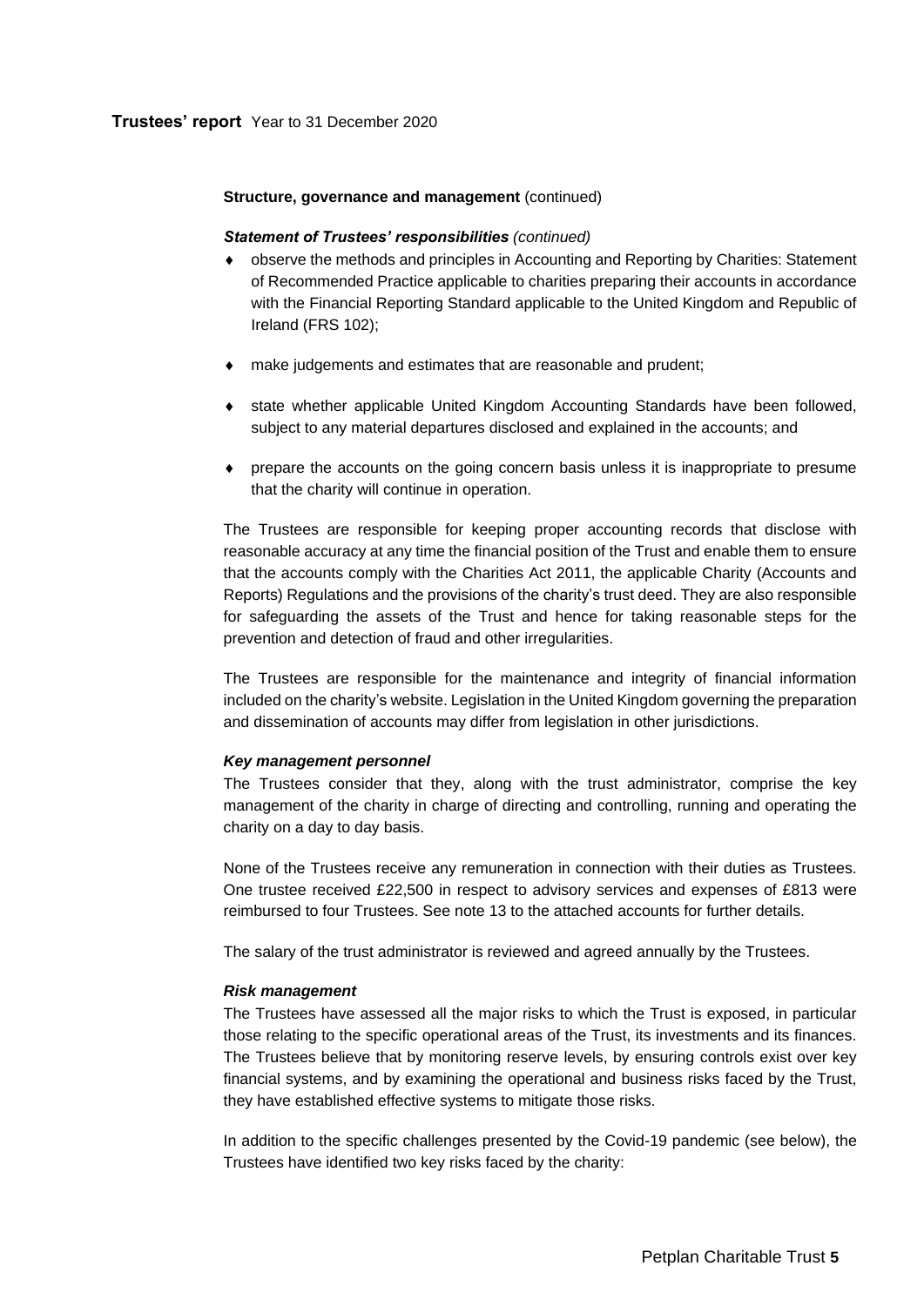**Structure, governance and management** (continued)

***Statement of Trustees' responsibilities*** *(continued)*

- observe the methods and principles in Accounting and Reporting by Charities: Statement of Recommended Practice applicable to charities preparing their accounts in accordance with the Financial Reporting Standard applicable to the United Kingdom and Republic of Ireland (FRS 102);
- make judgements and estimates that are reasonable and prudent;
- state whether applicable United Kingdom Accounting Standards have been followed, subject to any material departures disclosed and explained in the accounts; and
- prepare the accounts on the going concern basis unless it is inappropriate to presume that the charity will continue in operation.

The Trustees are responsible for keeping proper accounting records that disclose with reasonable accuracy at any time the financial position of the Trust and enable them to ensure that the accounts comply with the Charities Act 2011, the applicable Charity (Accounts and Reports) Regulations and the provisions of the charity's trust deed. They are also responsible for safeguarding the assets of the Trust and hence for taking reasonable steps for the prevention and detection of fraud and other irregularities.

The Trustees are responsible for the maintenance and integrity of financial information included on the charity's website. Legislation in the United Kingdom governing the preparation and dissemination of accounts may differ from legislation in other jurisdictions.

***Key management personnel***

The Trustees consider that they, along with the trust administrator, comprise the key management of the charity in charge of directing and controlling, running and operating the charity on a day to day basis.

None of the Trustees receive any remuneration in connection with their duties as Trustees. One trustee received £22,500 in respect to advisory services and expenses of £813 were reimbursed to four Trustees. See note 13 to the attached accounts for further details.

The salary of the trust administrator is reviewed and agreed annually by the Trustees.

***Risk management***

The Trustees have assessed all the major risks to which the Trust is exposed, in particular those relating to the specific operational areas of the Trust, its investments and its finances. The Trustees believe that by monitoring reserve levels, by ensuring controls exist over key financial systems, and by examining the operational and business risks faced by the Trust, they have established effective systems to mitigate those risks.

In addition to the specific challenges presented by the Covid-19 pandemic (see below), the Trustees have identified two key risks faced by the charity: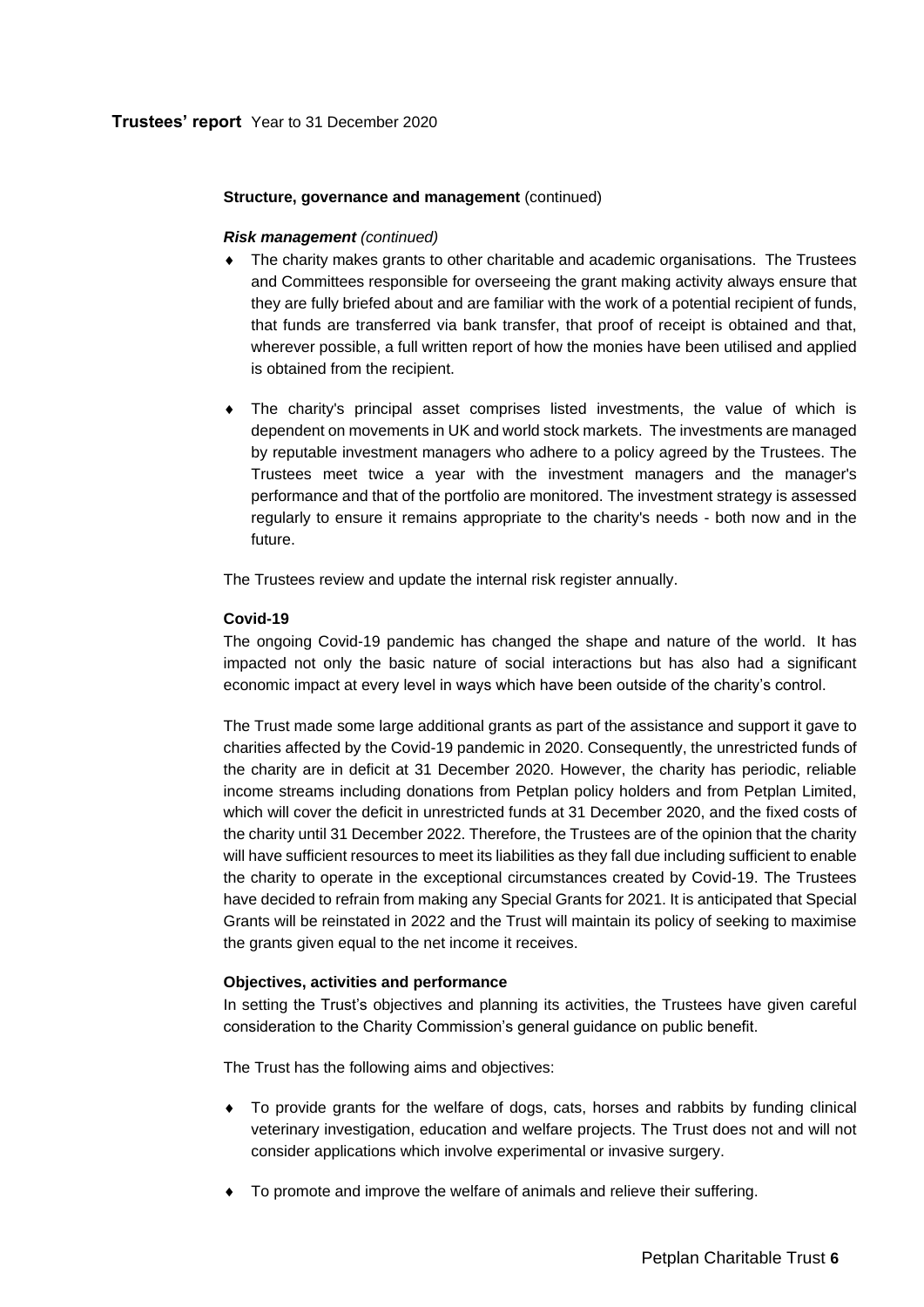**Structure, governance and management** (continued)

***Risk management*** *(continued)*

- The charity makes grants to other charitable and academic organisations. The Trustees and Committees responsible for overseeing the grant making activity always ensure that they are fully briefed about and are familiar with the work of a potential recipient of funds, that funds are transferred via bank transfer, that proof of receipt is obtained and that, wherever possible, a full written report of how the monies have been utilised and applied is obtained from the recipient.

- The charity's principal asset comprises listed investments, the value of which is dependent on movements in UK and world stock markets. The investments are managed by reputable investment managers who adhere to a policy agreed by the Trustees. The Trustees meet twice a year with the investment managers and the manager's performance and that of the portfolio are monitored. The investment strategy is assessed regularly to ensure it remains appropriate to the charity's needs - both now and in the future.

The Trustees review and update the internal risk register annually.

**Covid-19**

The ongoing Covid-19 pandemic has changed the shape and nature of the world. It has impacted not only the basic nature of social interactions but has also had a significant economic impact at every level in ways which have been outside of the charity's control.

The Trust made some large additional grants as part of the assistance and support it gave to charities affected by the Covid-19 pandemic in 2020. Consequently, the unrestricted funds of the charity are in deficit at 31 December 2020. However, the charity has periodic, reliable income streams including donations from Petplan policy holders and from Petplan Limited, which will cover the deficit in unrestricted funds at 31 December 2020, and the fixed costs of the charity until 31 December 2022. Therefore, the Trustees are of the opinion that the charity will have sufficient resources to meet its liabilities as they fall due including sufficient to enable the charity to operate in the exceptional circumstances created by Covid-19. The Trustees have decided to refrain from making any Special Grants for 2021. It is anticipated that Special Grants will be reinstated in 2022 and the Trust will maintain its policy of seeking to maximise the grants given equal to the net income it receives.

**Objectives, activities and performance**

In setting the Trust's objectives and planning its activities, the Trustees have given careful consideration to the Charity Commission's general guidance on public benefit.

The Trust has the following aims and objectives:

- To provide grants for the welfare of dogs, cats, horses and rabbits by funding clinical veterinary investigation, education and welfare projects. The Trust does not and will not consider applications which involve experimental or invasive surgery.

- To promote and improve the welfare of animals and relieve their suffering.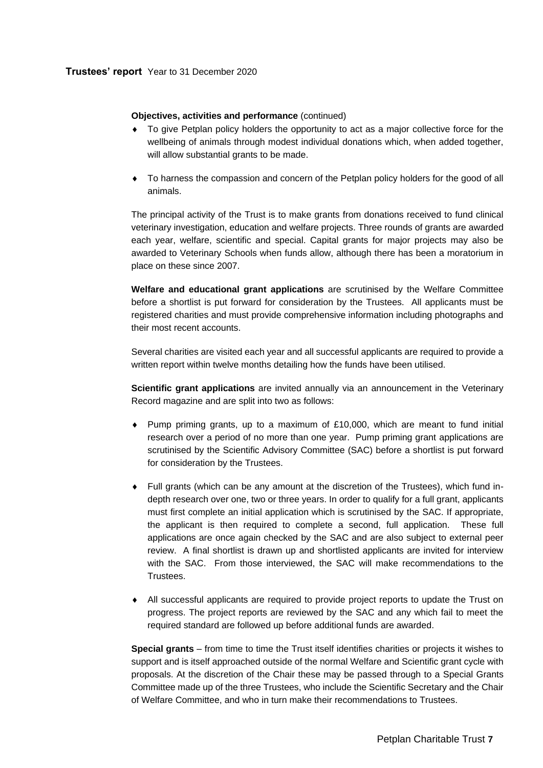**Objectives, activities and performance** (continued)

- To give Petplan policy holders the opportunity to act as a major collective force for the wellbeing of animals through modest individual donations which, when added together, will allow substantial grants to be made.
- To harness the compassion and concern of the Petplan policy holders for the good of all animals.

The principal activity of the Trust is to make grants from donations received to fund clinical veterinary investigation, education and welfare projects. Three rounds of grants are awarded each year, welfare, scientific and special. Capital grants for major projects may also be awarded to Veterinary Schools when funds allow, although there has been a moratorium in place on these since 2007.

**Welfare and educational grant applications** are scrutinised by the Welfare Committee before a shortlist is put forward for consideration by the Trustees. All applicants must be registered charities and must provide comprehensive information including photographs and their most recent accounts.

Several charities are visited each year and all successful applicants are required to provide a written report within twelve months detailing how the funds have been utilised.

**Scientific grant applications** are invited annually via an announcement in the Veterinary Record magazine and are split into two as follows:

- Pump priming grants, up to a maximum of £10,000, which are meant to fund initial research over a period of no more than one year. Pump priming grant applications are scrutinised by the Scientific Advisory Committee (SAC) before a shortlist is put forward for consideration by the Trustees.
- Full grants (which can be any amount at the discretion of the Trustees), which fund in-depth research over one, two or three years. In order to qualify for a full grant, applicants must first complete an initial application which is scrutinised by the SAC. If appropriate, the applicant is then required to complete a second, full application. These full applications are once again checked by the SAC and are also subject to external peer review. A final shortlist is drawn up and shortlisted applicants are invited for interview with the SAC. From those interviewed, the SAC will make recommendations to the Trustees.
- All successful applicants are required to provide project reports to update the Trust on progress. The project reports are reviewed by the SAC and any which fail to meet the required standard are followed up before additional funds are awarded.

**Special grants** – from time to time the Trust itself identifies charities or projects it wishes to support and is itself approached outside of the normal Welfare and Scientific grant cycle with proposals. At the discretion of the Chair these may be passed through to a Special Grants Committee made up of the three Trustees, who include the Scientific Secretary and the Chair of Welfare Committee, and who in turn make their recommendations to Trustees.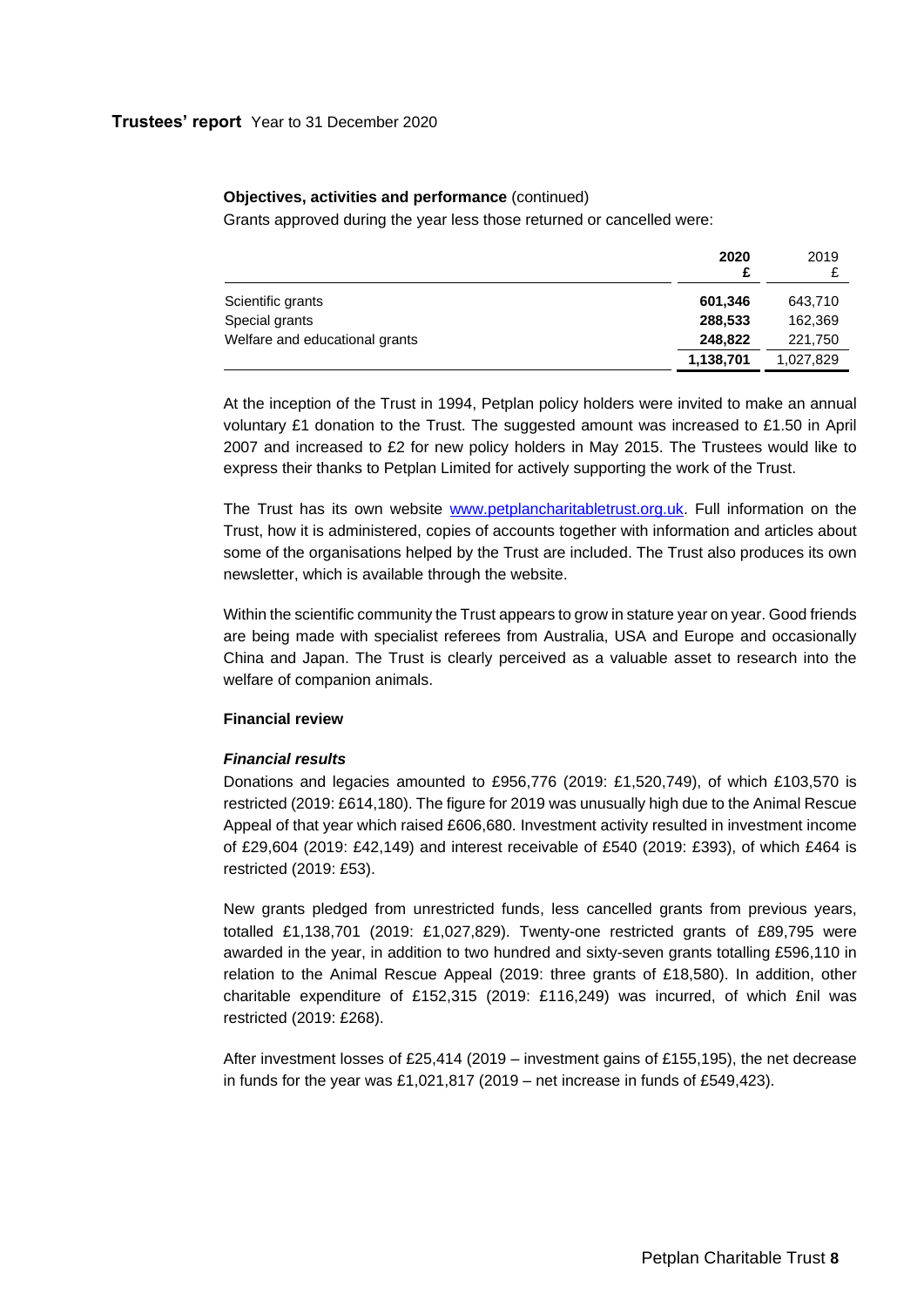**Trustees' report** Year to 31 December 2020

**Objectives, activities and performance** (continued)

Grants approved during the year less those returned or cancelled were:

| | **2020** £ | 2019 £ |
|---|---|---|
| Scientific grants | **601,346** | 643,710 |
| Special grants | **288,533** | 162,369 |
| Welfare and educational grants | **248,822** | 221,750 |
| | **1,138,701** | 1,027,829 |

At the inception of the Trust in 1994, Petplan policy holders were invited to make an annual voluntary £1 donation to the Trust. The suggested amount was increased to £1.50 in April 2007 and increased to £2 for new policy holders in May 2015. The Trustees would like to express their thanks to Petplan Limited for actively supporting the work of the Trust.

The Trust has its own website www.petplancharitabletrust.org.uk. Full information on the Trust, how it is administered, copies of accounts together with information and articles about some of the organisations helped by the Trust are included. The Trust also produces its own newsletter, which is available through the website.

Within the scientific community the Trust appears to grow in stature year on year. Good friends are being made with specialist referees from Australia, USA and Europe and occasionally China and Japan. The Trust is clearly perceived as a valuable asset to research into the welfare of companion animals.

**Financial review**

***Financial results***

Donations and legacies amounted to £956,776 (2019: £1,520,749), of which £103,570 is restricted (2019: £614,180). The figure for 2019 was unusually high due to the Animal Rescue Appeal of that year which raised £606,680. Investment activity resulted in investment income of £29,604 (2019: £42,149) and interest receivable of £540 (2019: £393), of which £464 is restricted (2019: £53).

New grants pledged from unrestricted funds, less cancelled grants from previous years, totalled £1,138,701 (2019: £1,027,829). Twenty-one restricted grants of £89,795 were awarded in the year, in addition to two hundred and sixty-seven grants totalling £596,110 in relation to the Animal Rescue Appeal (2019: three grants of £18,580). In addition, other charitable expenditure of £152,315 (2019: £116,249) was incurred, of which £nil was restricted (2019: £268).

After investment losses of £25,414 (2019 – investment gains of £155,195), the net decrease in funds for the year was £1,021,817 (2019 – net increase in funds of £549,423).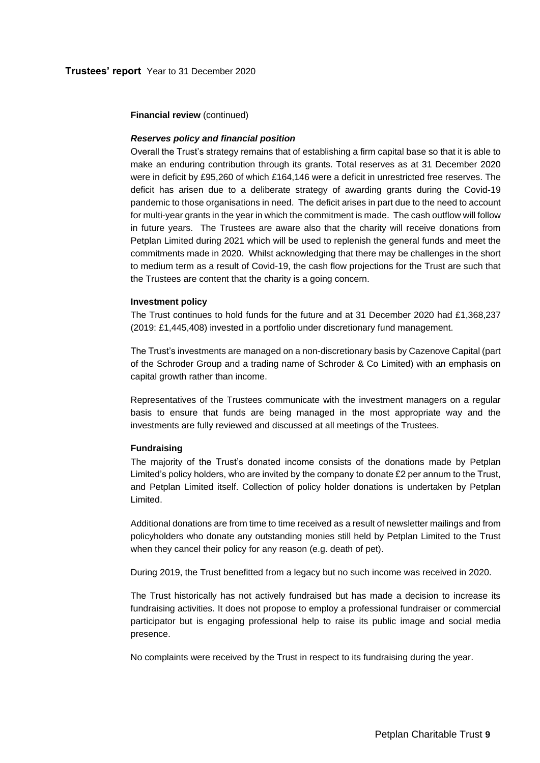**Financial review** (continued)

***Reserves policy and financial position***

Overall the Trust's strategy remains that of establishing a firm capital base so that it is able to make an enduring contribution through its grants. Total reserves as at 31 December 2020 were in deficit by £95,260 of which £164,146 were a deficit in unrestricted free reserves. The deficit has arisen due to a deliberate strategy of awarding grants during the Covid-19 pandemic to those organisations in need. The deficit arises in part due to the need to account for multi-year grants in the year in which the commitment is made. The cash outflow will follow in future years. The Trustees are aware also that the charity will receive donations from Petplan Limited during 2021 which will be used to replenish the general funds and meet the commitments made in 2020. Whilst acknowledging that there may be challenges in the short to medium term as a result of Covid-19, the cash flow projections for the Trust are such that the Trustees are content that the charity is a going concern.

**Investment policy**

The Trust continues to hold funds for the future and at 31 December 2020 had £1,368,237 (2019: £1,445,408) invested in a portfolio under discretionary fund management.

The Trust's investments are managed on a non-discretionary basis by Cazenove Capital (part of the Schroder Group and a trading name of Schroder & Co Limited) with an emphasis on capital growth rather than income.

Representatives of the Trustees communicate with the investment managers on a regular basis to ensure that funds are being managed in the most appropriate way and the investments are fully reviewed and discussed at all meetings of the Trustees.

**Fundraising**

The majority of the Trust's donated income consists of the donations made by Petplan Limited's policy holders, who are invited by the company to donate £2 per annum to the Trust, and Petplan Limited itself. Collection of policy holder donations is undertaken by Petplan Limited.

Additional donations are from time to time received as a result of newsletter mailings and from policyholders who donate any outstanding monies still held by Petplan Limited to the Trust when they cancel their policy for any reason (e.g. death of pet).

During 2019, the Trust benefitted from a legacy but no such income was received in 2020.

The Trust historically has not actively fundraised but has made a decision to increase its fundraising activities. It does not propose to employ a professional fundraiser or commercial participator but is engaging professional help to raise its public image and social media presence.

No complaints were received by the Trust in respect to its fundraising during the year.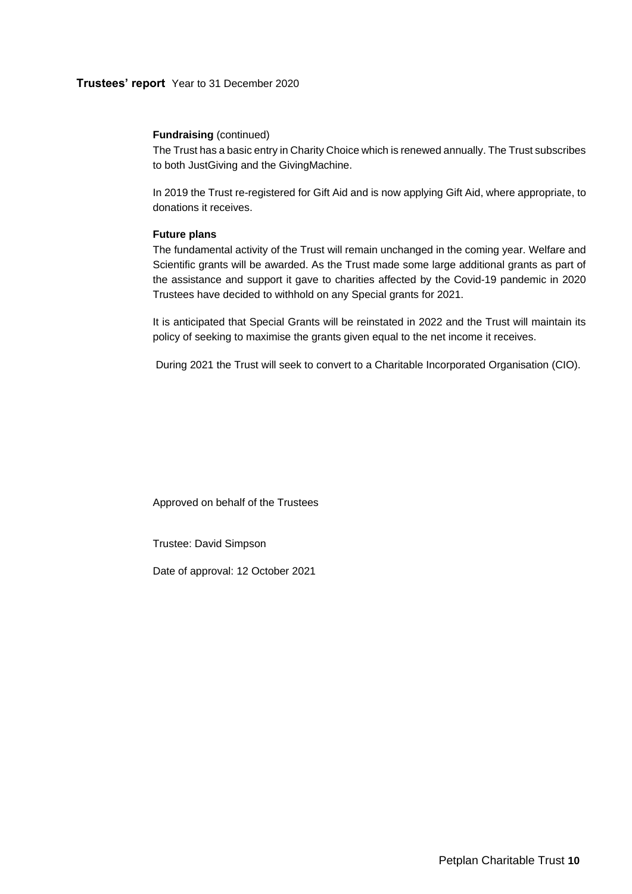**Fundraising** (continued)

The Trust has a basic entry in Charity Choice which is renewed annually. The Trust subscribes to both JustGiving and the GivingMachine.

In 2019 the Trust re-registered for Gift Aid and is now applying Gift Aid, where appropriate, to donations it receives.

**Future plans**

The fundamental activity of the Trust will remain unchanged in the coming year. Welfare and Scientific grants will be awarded. As the Trust made some large additional grants as part of the assistance and support it gave to charities affected by the Covid-19 pandemic in 2020 Trustees have decided to withhold on any Special grants for 2021.

It is anticipated that Special Grants will be reinstated in 2022 and the Trust will maintain its policy of seeking to maximise the grants given equal to the net income it receives.

During 2021 the Trust will seek to convert to a Charitable Incorporated Organisation (CIO).

Approved on behalf of the Trustees

Trustee: David Simpson

Date of approval: 12 October 2021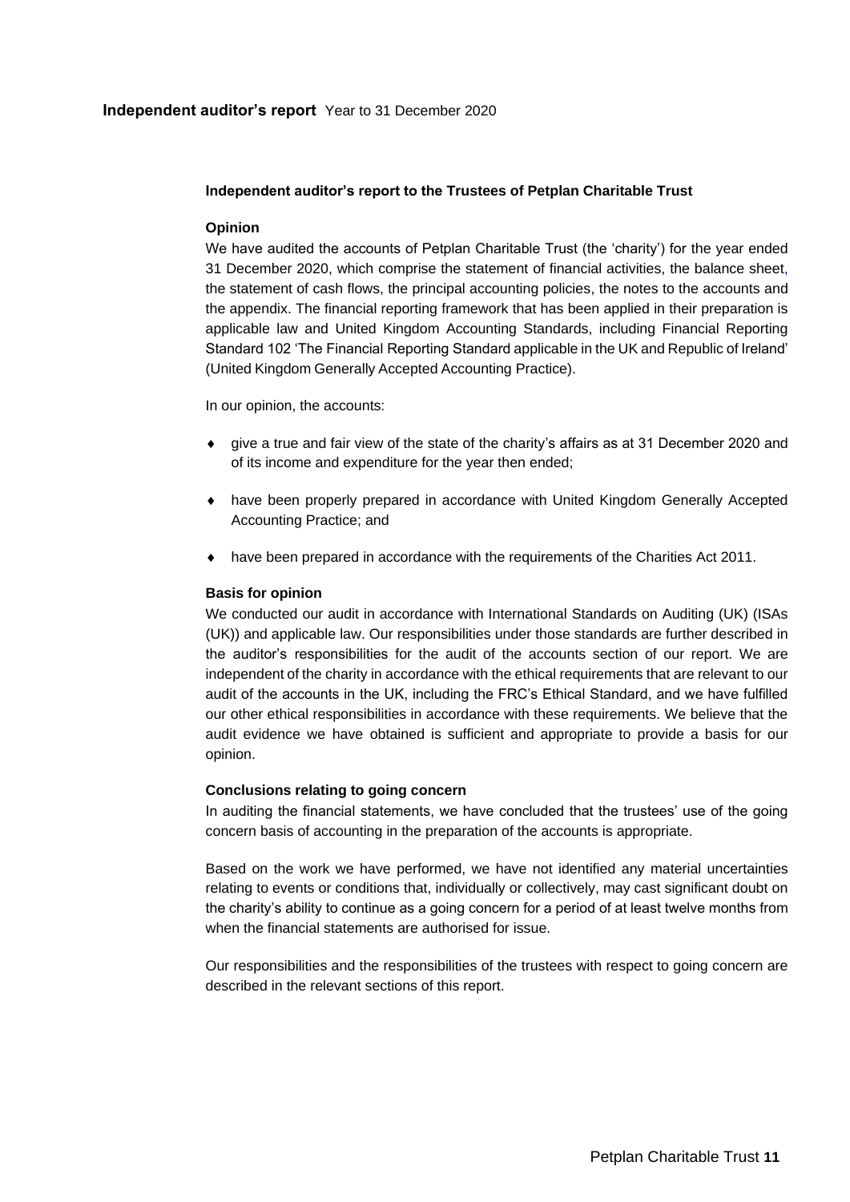## Independent auditor's report Year to 31 December 2020

### Independent auditor's report to the Trustees of Petplan Charitable Trust

**Opinion**

We have audited the accounts of Petplan Charitable Trust (the 'charity') for the year ended 31 December 2020, which comprise the statement of financial activities, the balance sheet, the statement of cash flows, the principal accounting policies, the notes to the accounts and the appendix. The financial reporting framework that has been applied in their preparation is applicable law and United Kingdom Accounting Standards, including Financial Reporting Standard 102 'The Financial Reporting Standard applicable in the UK and Republic of Ireland' (United Kingdom Generally Accepted Accounting Practice).

In our opinion, the accounts:

- give a true and fair view of the state of the charity's affairs as at 31 December 2020 and of its income and expenditure for the year then ended;
- have been properly prepared in accordance with United Kingdom Generally Accepted Accounting Practice; and
- have been prepared in accordance with the requirements of the Charities Act 2011.

**Basis for opinion**

We conducted our audit in accordance with International Standards on Auditing (UK) (ISAs (UK)) and applicable law. Our responsibilities under those standards are further described in the auditor's responsibilities for the audit of the accounts section of our report. We are independent of the charity in accordance with the ethical requirements that are relevant to our audit of the accounts in the UK, including the FRC's Ethical Standard, and we have fulfilled our other ethical responsibilities in accordance with these requirements. We believe that the audit evidence we have obtained is sufficient and appropriate to provide a basis for our opinion.

**Conclusions relating to going concern**

In auditing the financial statements, we have concluded that the trustees' use of the going concern basis of accounting in the preparation of the accounts is appropriate.

Based on the work we have performed, we have not identified any material uncertainties relating to events or conditions that, individually or collectively, may cast significant doubt on the charity's ability to continue as a going concern for a period of at least twelve months from when the financial statements are authorised for issue.

Our responsibilities and the responsibilities of the trustees with respect to going concern are described in the relevant sections of this report.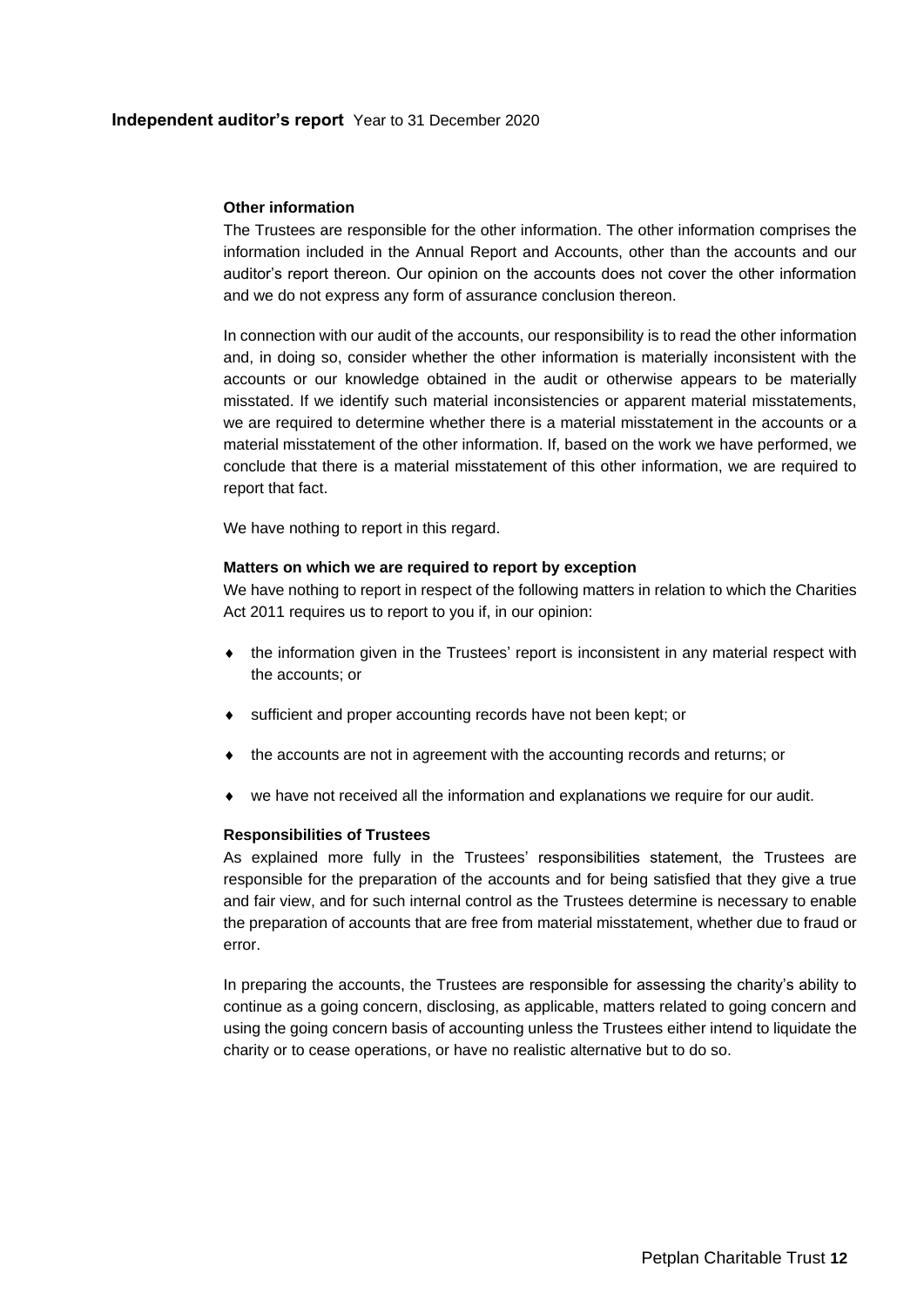### Other information

The Trustees are responsible for the other information. The other information comprises the information included in the Annual Report and Accounts, other than the accounts and our auditor's report thereon. Our opinion on the accounts does not cover the other information and we do not express any form of assurance conclusion thereon.

In connection with our audit of the accounts, our responsibility is to read the other information and, in doing so, consider whether the other information is materially inconsistent with the accounts or our knowledge obtained in the audit or otherwise appears to be materially misstated. If we identify such material inconsistencies or apparent material misstatements, we are required to determine whether there is a material misstatement in the accounts or a material misstatement of the other information. If, based on the work we have performed, we conclude that there is a material misstatement of this other information, we are required to report that fact.

We have nothing to report in this regard.

### Matters on which we are required to report by exception

We have nothing to report in respect of the following matters in relation to which the Charities Act 2011 requires us to report to you if, in our opinion:

- the information given in the Trustees' report is inconsistent in any material respect with the accounts; or
- sufficient and proper accounting records have not been kept; or
- the accounts are not in agreement with the accounting records and returns; or
- we have not received all the information and explanations we require for our audit.

### Responsibilities of Trustees

As explained more fully in the Trustees' responsibilities statement, the Trustees are responsible for the preparation of the accounts and for being satisfied that they give a true and fair view, and for such internal control as the Trustees determine is necessary to enable the preparation of accounts that are free from material misstatement, whether due to fraud or error.

In preparing the accounts, the Trustees are responsible for assessing the charity's ability to continue as a going concern, disclosing, as applicable, matters related to going concern and using the going concern basis of accounting unless the Trustees either intend to liquidate the charity or to cease operations, or have no realistic alternative but to do so.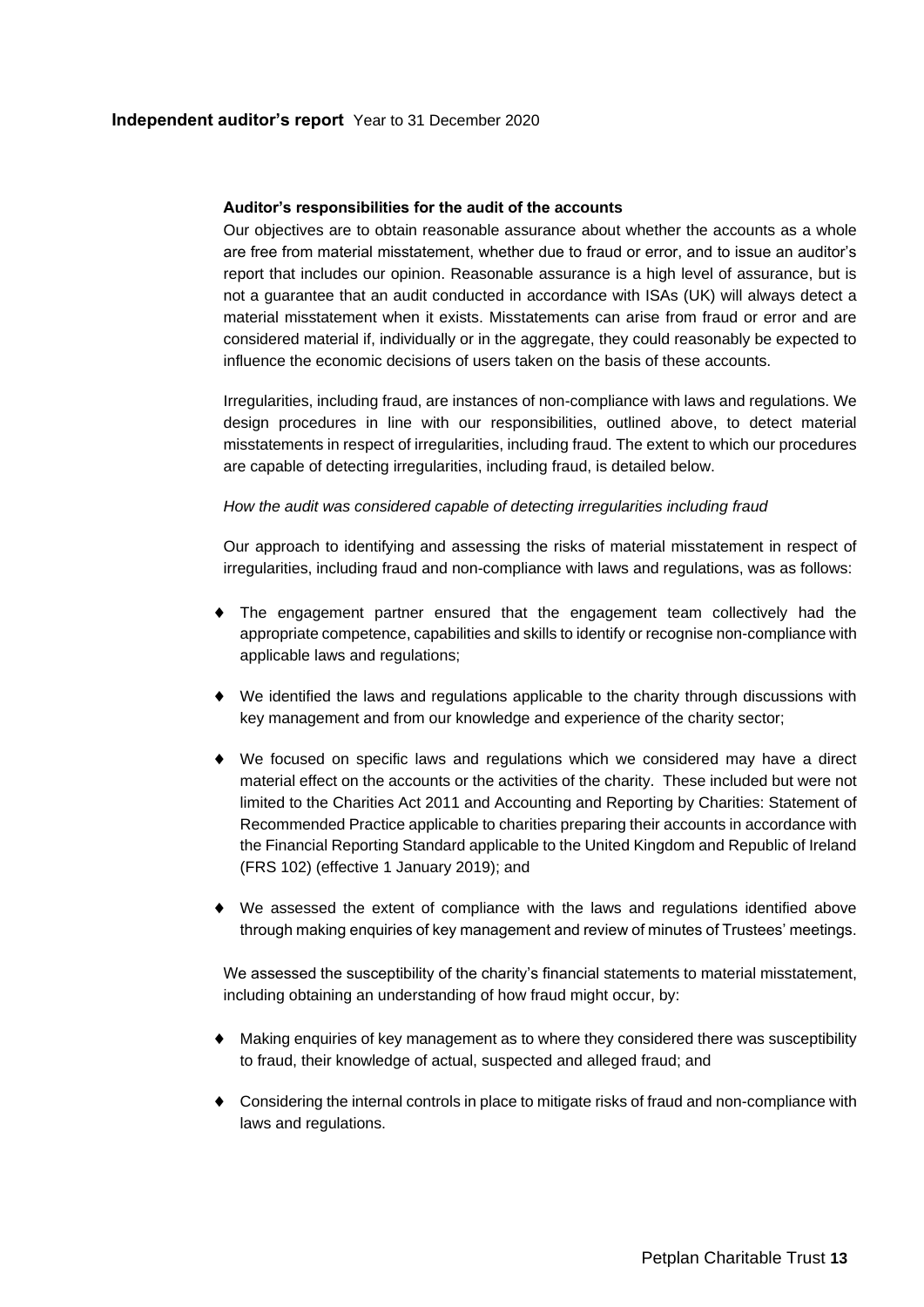**Auditor's responsibilities for the audit of the accounts**

Our objectives are to obtain reasonable assurance about whether the accounts as a whole are free from material misstatement, whether due to fraud or error, and to issue an auditor's report that includes our opinion. Reasonable assurance is a high level of assurance, but is not a guarantee that an audit conducted in accordance with ISAs (UK) will always detect a material misstatement when it exists. Misstatements can arise from fraud or error and are considered material if, individually or in the aggregate, they could reasonably be expected to influence the economic decisions of users taken on the basis of these accounts.

Irregularities, including fraud, are instances of non-compliance with laws and regulations. We design procedures in line with our responsibilities, outlined above, to detect material misstatements in respect of irregularities, including fraud. The extent to which our procedures are capable of detecting irregularities, including fraud, is detailed below.

*How the audit was considered capable of detecting irregularities including fraud*

Our approach to identifying and assessing the risks of material misstatement in respect of irregularities, including fraud and non-compliance with laws and regulations, was as follows:

- The engagement partner ensured that the engagement team collectively had the appropriate competence, capabilities and skills to identify or recognise non-compliance with applicable laws and regulations;
- We identified the laws and regulations applicable to the charity through discussions with key management and from our knowledge and experience of the charity sector;
- We focused on specific laws and regulations which we considered may have a direct material effect on the accounts or the activities of the charity. These included but were not limited to the Charities Act 2011 and Accounting and Reporting by Charities: Statement of Recommended Practice applicable to charities preparing their accounts in accordance with the Financial Reporting Standard applicable to the United Kingdom and Republic of Ireland (FRS 102) (effective 1 January 2019); and
- We assessed the extent of compliance with the laws and regulations identified above through making enquiries of key management and review of minutes of Trustees' meetings.

We assessed the susceptibility of the charity's financial statements to material misstatement, including obtaining an understanding of how fraud might occur, by:

- Making enquiries of key management as to where they considered there was susceptibility to fraud, their knowledge of actual, suspected and alleged fraud; and
- Considering the internal controls in place to mitigate risks of fraud and non-compliance with laws and regulations.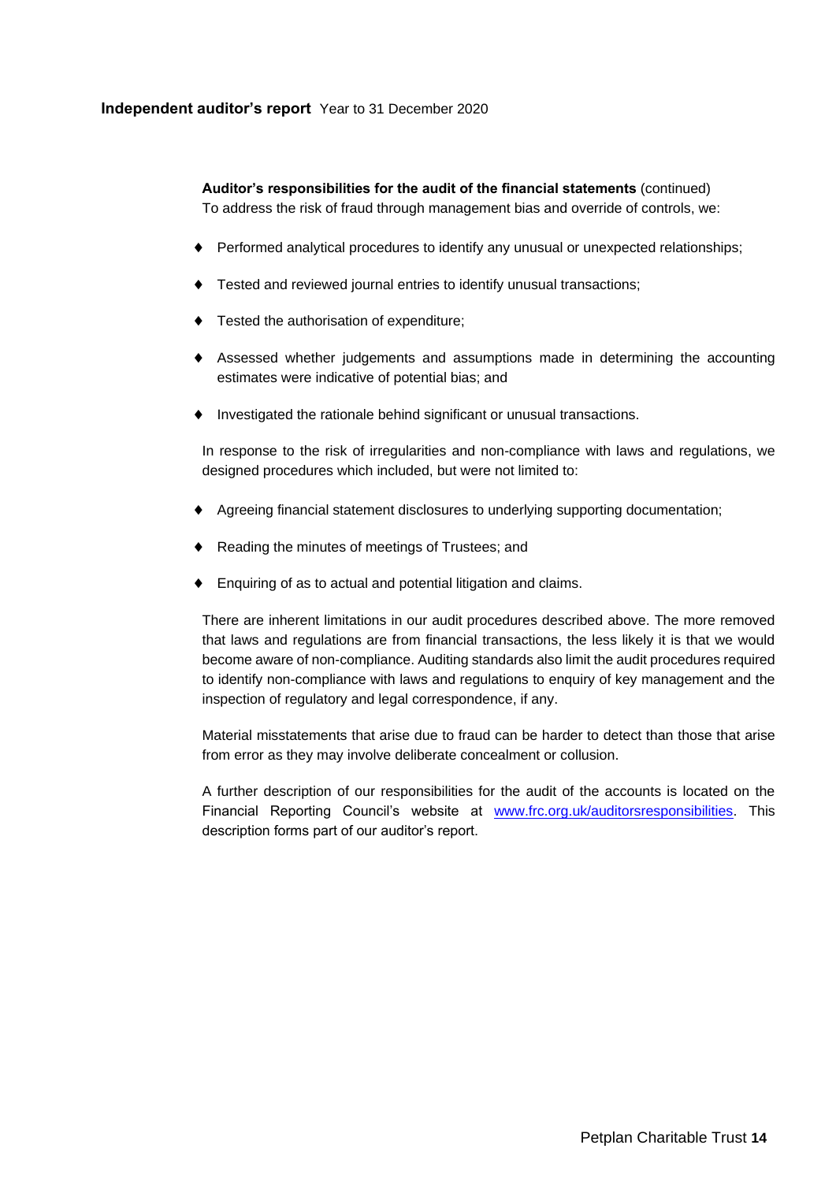**Auditor's responsibilities for the audit of the financial statements** (continued)
To address the risk of fraud through management bias and override of controls, we:

- Performed analytical procedures to identify any unusual or unexpected relationships;
- Tested and reviewed journal entries to identify unusual transactions;
- Tested the authorisation of expenditure;
- Assessed whether judgements and assumptions made in determining the accounting estimates were indicative of potential bias; and
- Investigated the rationale behind significant or unusual transactions.

In response to the risk of irregularities and non-compliance with laws and regulations, we designed procedures which included, but were not limited to:

- Agreeing financial statement disclosures to underlying supporting documentation;
- Reading the minutes of meetings of Trustees; and
- Enquiring of as to actual and potential litigation and claims.

There are inherent limitations in our audit procedures described above. The more removed that laws and regulations are from financial transactions, the less likely it is that we would become aware of non-compliance. Auditing standards also limit the audit procedures required to identify non-compliance with laws and regulations to enquiry of key management and the inspection of regulatory and legal correspondence, if any.

Material misstatements that arise due to fraud can be harder to detect than those that arise from error as they may involve deliberate concealment or collusion.

A further description of our responsibilities for the audit of the accounts is located on the Financial Reporting Council's website at www.frc.org.uk/auditorsresponsibilities. This description forms part of our auditor's report.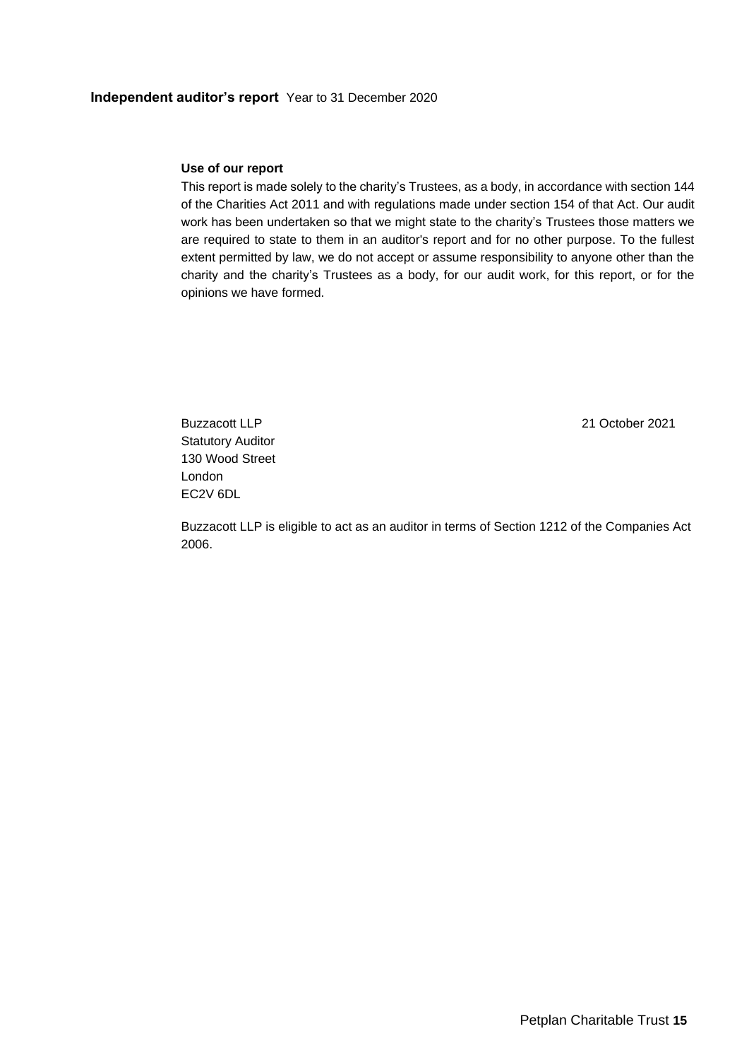**Independent auditor's report** Year to 31 December 2020

**Use of our report**

This report is made solely to the charity's Trustees, as a body, in accordance with section 144 of the Charities Act 2011 and with regulations made under section 154 of that Act. Our audit work has been undertaken so that we might state to the charity's Trustees those matters we are required to state to them in an auditor's report and for no other purpose. To the fullest extent permitted by law, we do not accept or assume responsibility to anyone other than the charity and the charity's Trustees as a body, for our audit work, for this report, or for the opinions we have formed.

Buzzacott LLP
Statutory Auditor
130 Wood Street
London
EC2V 6DL

21 October 2021

Buzzacott LLP is eligible to act as an auditor in terms of Section 1212 of the Companies Act 2006.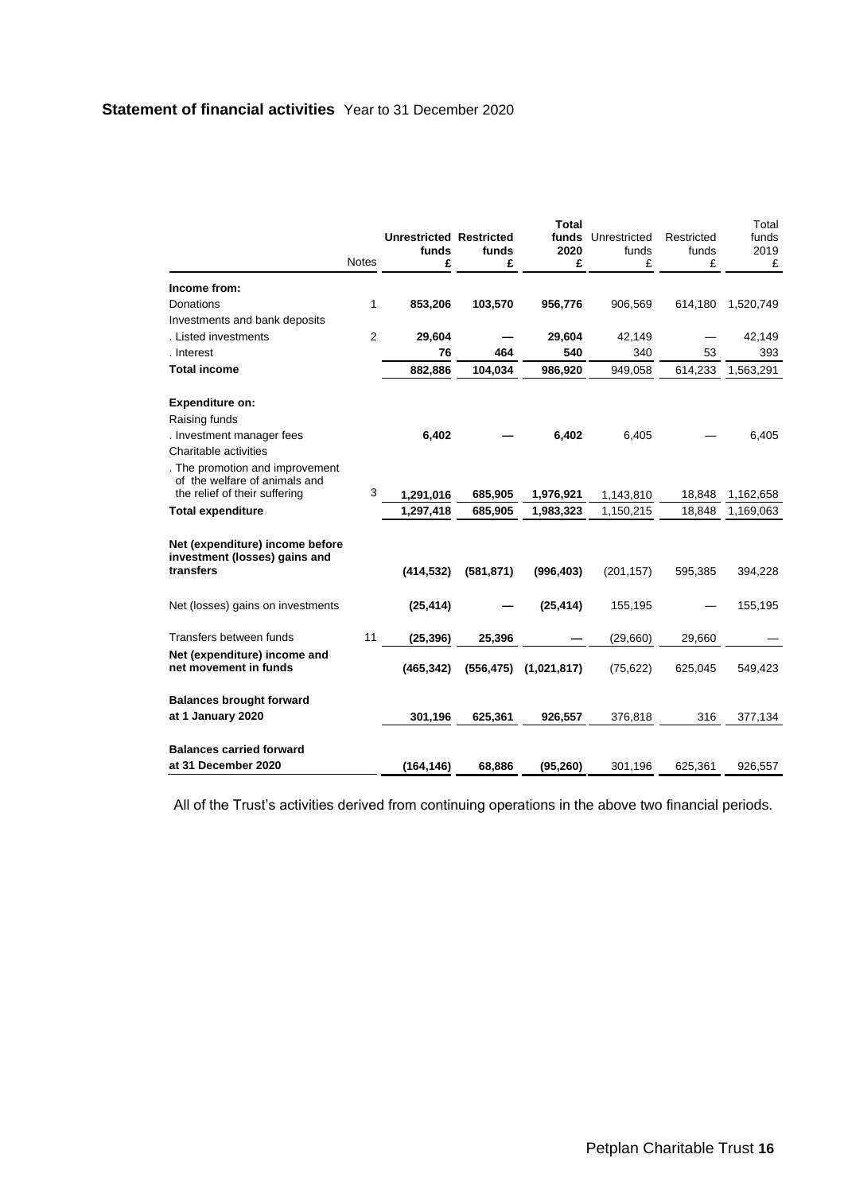## **Statement of financial activities** Year to 31 December 2020

| | Notes | **Unrestricted funds £** | **Restricted funds £** | **Total funds 2020 £** | Unrestricted funds £ | Restricted funds £ | Total funds 2019 £ |
|---|---|---|---|---|---|---|---|
| **Income from:** | | | | | | | |
| Donations | 1 | **853,206** | **103,570** | **956,776** | 906,569 | 614,180 | 1,520,749 |
| Investments and bank deposits | | | | | | | |
| . Listed investments | 2 | **29,604** | **—** | **29,604** | 42,149 | — | 42,149 |
| . Interest | | **76** | **464** | **540** | 340 | 53 | 393 |
| **Total income** | | **882,886** | **104,034** | **986,920** | 949,058 | 614,233 | 1,563,291 |
| **Expenditure on:** | | | | | | | |
| Raising funds | | | | | | | |
| . Investment manager fees | | **6,402** | **—** | **6,402** | 6,405 | — | 6,405 |
| Charitable activities | | | | | | | |
| . The promotion and improvement of the welfare of animals and the relief of their suffering | 3 | **1,291,016** | **685,905** | **1,976,921** | 1,143,810 | 18,848 | 1,162,658 |
| **Total expenditure** | | **1,297,418** | **685,905** | **1,983,323** | 1,150,215 | 18,848 | 1,169,063 |
| **Net (expenditure) income before investment (losses) gains and transfers** | | **(414,532)** | **(581,871)** | **(996,403)** | (201,157) | 595,385 | 394,228 |
| Net (losses) gains on investments | | **(25,414)** | **—** | **(25,414)** | 155,195 | — | 155,195 |
| Transfers between funds | 11 | **(25,396)** | **25,396** | **—** | (29,660) | 29,660 | — |
| **Net (expenditure) income and net movement in funds** | | **(465,342)** | **(556,475)** | **(1,021,817)** | (75,622) | 625,045 | 549,423 |
| **Balances brought forward at 1 January 2020** | | **301,196** | **625,361** | **926,557** | 376,818 | 316 | 377,134 |
| **Balances carried forward at 31 December 2020** | | **(164,146)** | **68,886** | **(95,260)** | 301,196 | 625,361 | 926,557 |

All of the Trust's activities derived from continuing operations in the above two financial periods.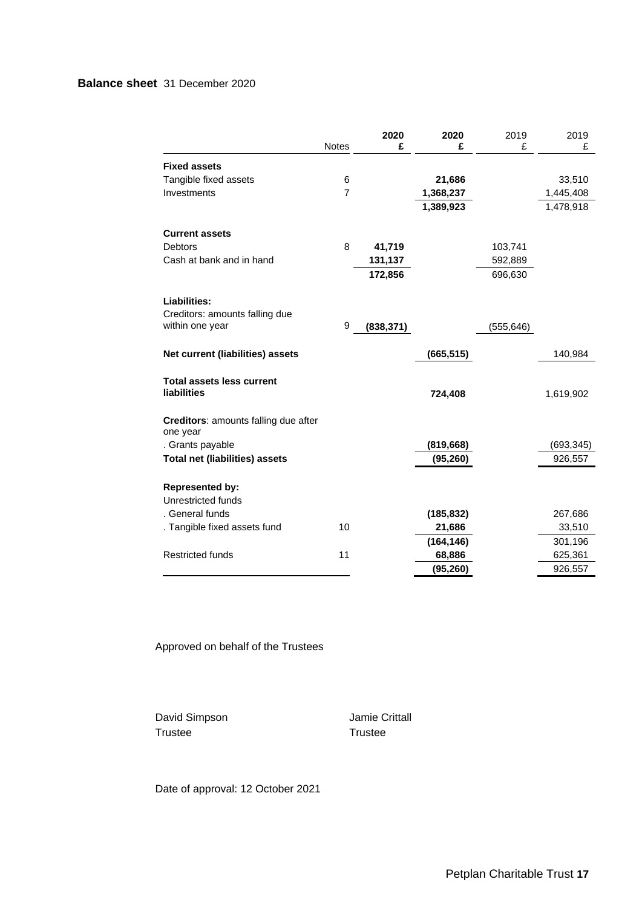## Balance sheet 31 December 2020

| | Notes | 2020 £ | 2020 £ | 2019 £ | 2019 £ |
|---|---|---|---|---|---|
| **Fixed assets** | | | | | |
| Tangible fixed assets | 6 | | **21,686** | | 33,510 |
| Investments | 7 | | **1,368,237** | | 1,445,408 |
| | | | **1,389,923** | | 1,478,918 |
| **Current assets** | | | | | |
| Debtors | 8 | **41,719** | | 103,741 | |
| Cash at bank and in hand | | **131,137** | | 592,889 | |
| | | **172,856** | | 696,630 | |
| **Liabilities:** | | | | | |
| Creditors: amounts falling due within one year | 9 | **(838,371)** | | (555,646) | |
| **Net current (liabilities) assets** | | | **(665,515)** | | 140,984 |
| **Total assets less current liabilities** | | | **724,408** | | 1,619,902 |
| **Creditors**: amounts falling due after one year | | | | | |
| . Grants payable | | | **(819,668)** | | (693,345) |
| **Total net (liabilities) assets** | | | **(95,260)** | | 926,557 |
| **Represented by:** | | | | | |
| Unrestricted funds | | | | | |
| . General funds | | | **(185,832)** | | 267,686 |
| . Tangible fixed assets fund | 10 | | **21,686** | | 33,510 |
| | | | **(164,146)** | | 301,196 |
| Restricted funds | 11 | | **68,886** | | 625,361 |
| | | | **(95,260)** | | 926,557 |

Approved on behalf of the Trustees

David Simpson
Trustee

Jamie Crittall
Trustee

Date of approval: 12 October 2021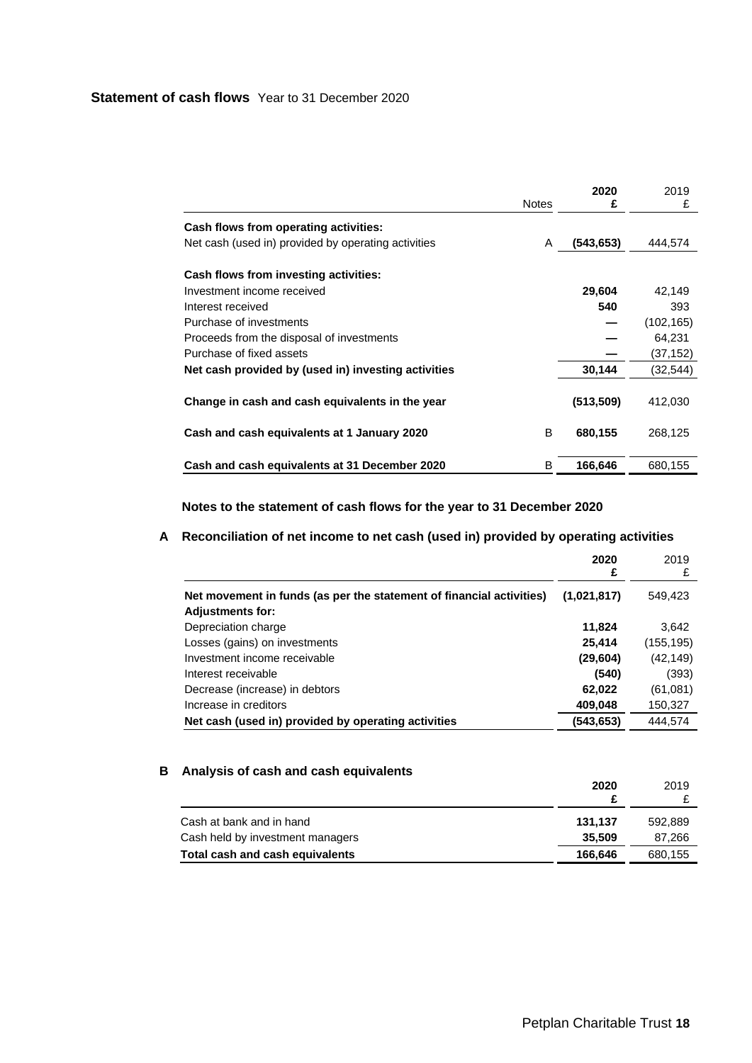## Statement of cash flows Year to 31 December 2020

| | Notes | 2020 £ | 2019 £ |
|---|---|---|---|
| **Cash flows from operating activities:** | | | |
| Net cash (used in) provided by operating activities | A | **(543,653)** | 444,574 |
| **Cash flows from investing activities:** | | | |
| Investment income received | | **29,604** | 42,149 |
| Interest received | | **540** | 393 |
| Purchase of investments | | **—** | (102,165) |
| Proceeds from the disposal of investments | | **—** | 64,231 |
| Purchase of fixed assets | | **—** | (37,152) |
| **Net cash provided by (used in) investing activities** | | **30,144** | (32,544) |
| **Change in cash and cash equivalents in the year** | | **(513,509)** | 412,030 |
| **Cash and cash equivalents at 1 January 2020** | B | **680,155** | 268,125 |
| **Cash and cash equivalents at 31 December 2020** | B | **166,646** | 680,155 |

### Notes to the statement of cash flows for the year to 31 December 2020

#### A Reconciliation of net income to net cash (used in) provided by operating activities

| | 2020 £ | 2019 £ |
|---|---|---|
| **Net movement in funds (as per the statement of financial activities)** | **(1,021,817)** | 549,423 |
| **Adjustments for:** | | |
| Depreciation charge | **11,824** | 3,642 |
| Losses (gains) on investments | **25,414** | (155,195) |
| Investment income receivable | **(29,604)** | (42,149) |
| Interest receivable | **(540)** | (393) |
| Decrease (increase) in debtors | **62,022** | (61,081) |
| Increase in creditors | **409,048** | 150,327 |
| **Net cash (used in) provided by operating activities** | **(543,653)** | 444,574 |

#### B Analysis of cash and cash equivalents

| | 2020 £ | 2019 £ |
|---|---|---|
| Cash at bank and in hand | **131,137** | 592,889 |
| Cash held by investment managers | **35,509** | 87,266 |
| **Total cash and cash equivalents** | **166,646** | 680,155 |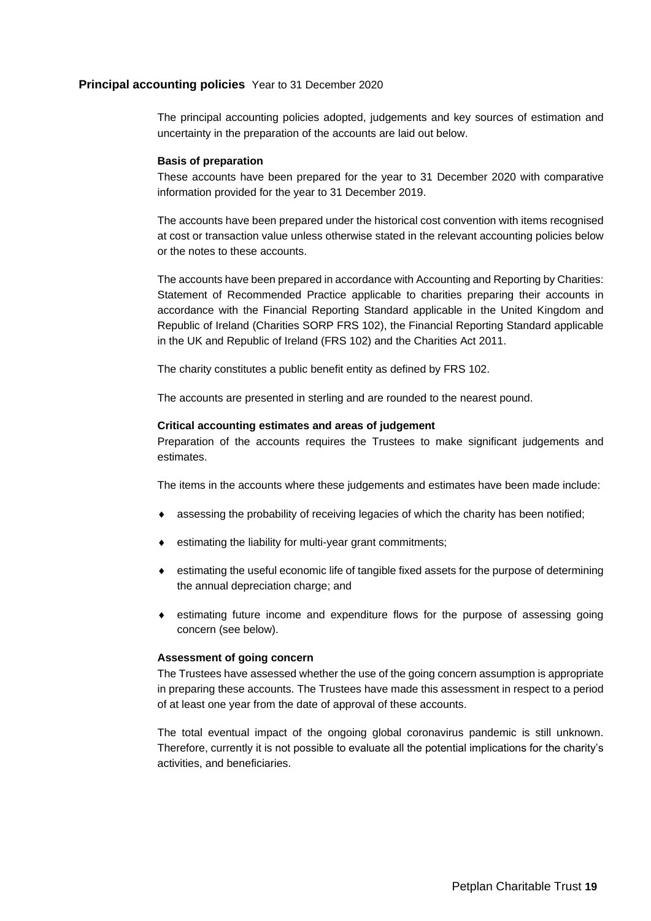## Principal accounting policies Year to 31 December 2020

The principal accounting policies adopted, judgements and key sources of estimation and uncertainty in the preparation of the accounts are laid out below.

### Basis of preparation

These accounts have been prepared for the year to 31 December 2020 with comparative information provided for the year to 31 December 2019.

The accounts have been prepared under the historical cost convention with items recognised at cost or transaction value unless otherwise stated in the relevant accounting policies below or the notes to these accounts.

The accounts have been prepared in accordance with Accounting and Reporting by Charities: Statement of Recommended Practice applicable to charities preparing their accounts in accordance with the Financial Reporting Standard applicable in the United Kingdom and Republic of Ireland (Charities SORP FRS 102), the Financial Reporting Standard applicable in the UK and Republic of Ireland (FRS 102) and the Charities Act 2011.

The charity constitutes a public benefit entity as defined by FRS 102.

The accounts are presented in sterling and are rounded to the nearest pound.

### Critical accounting estimates and areas of judgement

Preparation of the accounts requires the Trustees to make significant judgements and estimates.

The items in the accounts where these judgements and estimates have been made include:

- assessing the probability of receiving legacies of which the charity has been notified;
- estimating the liability for multi-year grant commitments;
- estimating the useful economic life of tangible fixed assets for the purpose of determining the annual depreciation charge; and
- estimating future income and expenditure flows for the purpose of assessing going concern (see below).

### Assessment of going concern

The Trustees have assessed whether the use of the going concern assumption is appropriate in preparing these accounts. The Trustees have made this assessment in respect to a period of at least one year from the date of approval of these accounts.

The total eventual impact of the ongoing global coronavirus pandemic is still unknown. Therefore, currently it is not possible to evaluate all the potential implications for the charity's activities, and beneficiaries.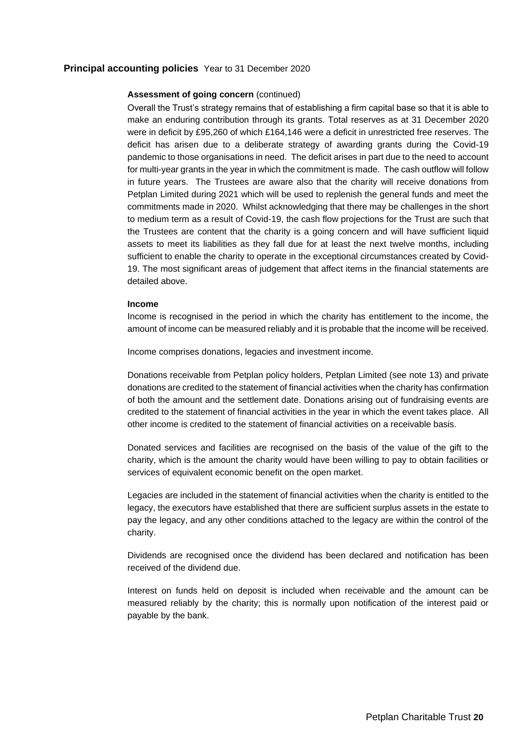## Principal accounting policies Year to 31 December 2020

### Assessment of going concern (continued)

Overall the Trust's strategy remains that of establishing a firm capital base so that it is able to make an enduring contribution through its grants. Total reserves as at 31 December 2020 were in deficit by £95,260 of which £164,146 were a deficit in unrestricted free reserves. The deficit has arisen due to a deliberate strategy of awarding grants during the Covid-19 pandemic to those organisations in need. The deficit arises in part due to the need to account for multi-year grants in the year in which the commitment is made. The cash outflow will follow in future years. The Trustees are aware also that the charity will receive donations from Petplan Limited during 2021 which will be used to replenish the general funds and meet the commitments made in 2020. Whilst acknowledging that there may be challenges in the short to medium term as a result of Covid-19, the cash flow projections for the Trust are such that the Trustees are content that the charity is a going concern and will have sufficient liquid assets to meet its liabilities as they fall due for at least the next twelve months, including sufficient to enable the charity to operate in the exceptional circumstances created by Covid-19. The most significant areas of judgement that affect items in the financial statements are detailed above.

### Income

Income is recognised in the period in which the charity has entitlement to the income, the amount of income can be measured reliably and it is probable that the income will be received.

Income comprises donations, legacies and investment income.

Donations receivable from Petplan policy holders, Petplan Limited (see note 13) and private donations are credited to the statement of financial activities when the charity has confirmation of both the amount and the settlement date. Donations arising out of fundraising events are credited to the statement of financial activities in the year in which the event takes place. All other income is credited to the statement of financial activities on a receivable basis.

Donated services and facilities are recognised on the basis of the value of the gift to the charity, which is the amount the charity would have been willing to pay to obtain facilities or services of equivalent economic benefit on the open market.

Legacies are included in the statement of financial activities when the charity is entitled to the legacy, the executors have established that there are sufficient surplus assets in the estate to pay the legacy, and any other conditions attached to the legacy are within the control of the charity.

Dividends are recognised once the dividend has been declared and notification has been received of the dividend due.

Interest on funds held on deposit is included when receivable and the amount can be measured reliably by the charity; this is normally upon notification of the interest paid or payable by the bank.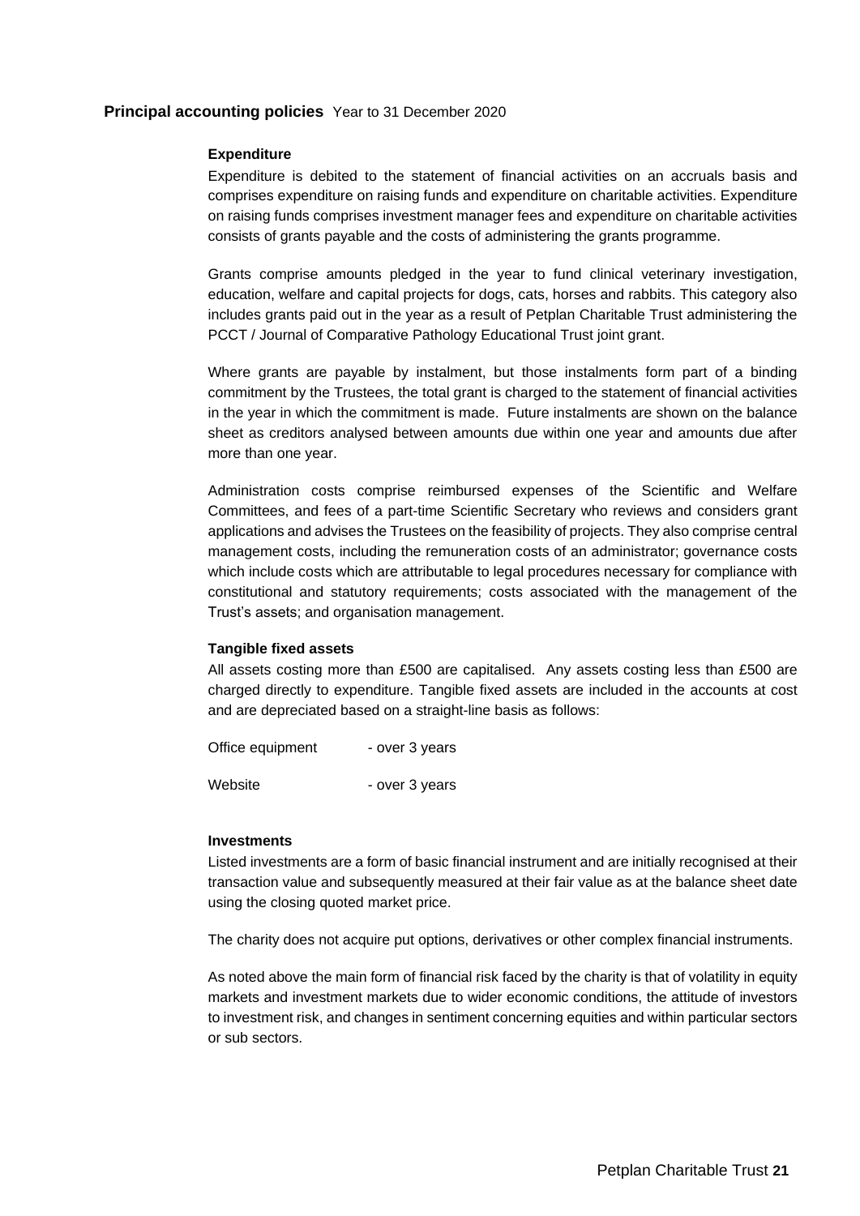## **Principal accounting policies** Year to 31 December 2020

**Expenditure**

Expenditure is debited to the statement of financial activities on an accruals basis and comprises expenditure on raising funds and expenditure on charitable activities. Expenditure on raising funds comprises investment manager fees and expenditure on charitable activities consists of grants payable and the costs of administering the grants programme.

Grants comprise amounts pledged in the year to fund clinical veterinary investigation, education, welfare and capital projects for dogs, cats, horses and rabbits. This category also includes grants paid out in the year as a result of Petplan Charitable Trust administering the PCCT / Journal of Comparative Pathology Educational Trust joint grant.

Where grants are payable by instalment, but those instalments form part of a binding commitment by the Trustees, the total grant is charged to the statement of financial activities in the year in which the commitment is made. Future instalments are shown on the balance sheet as creditors analysed between amounts due within one year and amounts due after more than one year.

Administration costs comprise reimbursed expenses of the Scientific and Welfare Committees, and fees of a part-time Scientific Secretary who reviews and considers grant applications and advises the Trustees on the feasibility of projects. They also comprise central management costs, including the remuneration costs of an administrator; governance costs which include costs which are attributable to legal procedures necessary for compliance with constitutional and statutory requirements; costs associated with the management of the Trust's assets; and organisation management.

**Tangible fixed assets**

All assets costing more than £500 are capitalised. Any assets costing less than £500 are charged directly to expenditure. Tangible fixed assets are included in the accounts at cost and are depreciated based on a straight-line basis as follows:

Office equipment - over 3 years

Website - over 3 years

**Investments**

Listed investments are a form of basic financial instrument and are initially recognised at their transaction value and subsequently measured at their fair value as at the balance sheet date using the closing quoted market price.

The charity does not acquire put options, derivatives or other complex financial instruments.

As noted above the main form of financial risk faced by the charity is that of volatility in equity markets and investment markets due to wider economic conditions, the attitude of investors to investment risk, and changes in sentiment concerning equities and within particular sectors or sub sectors.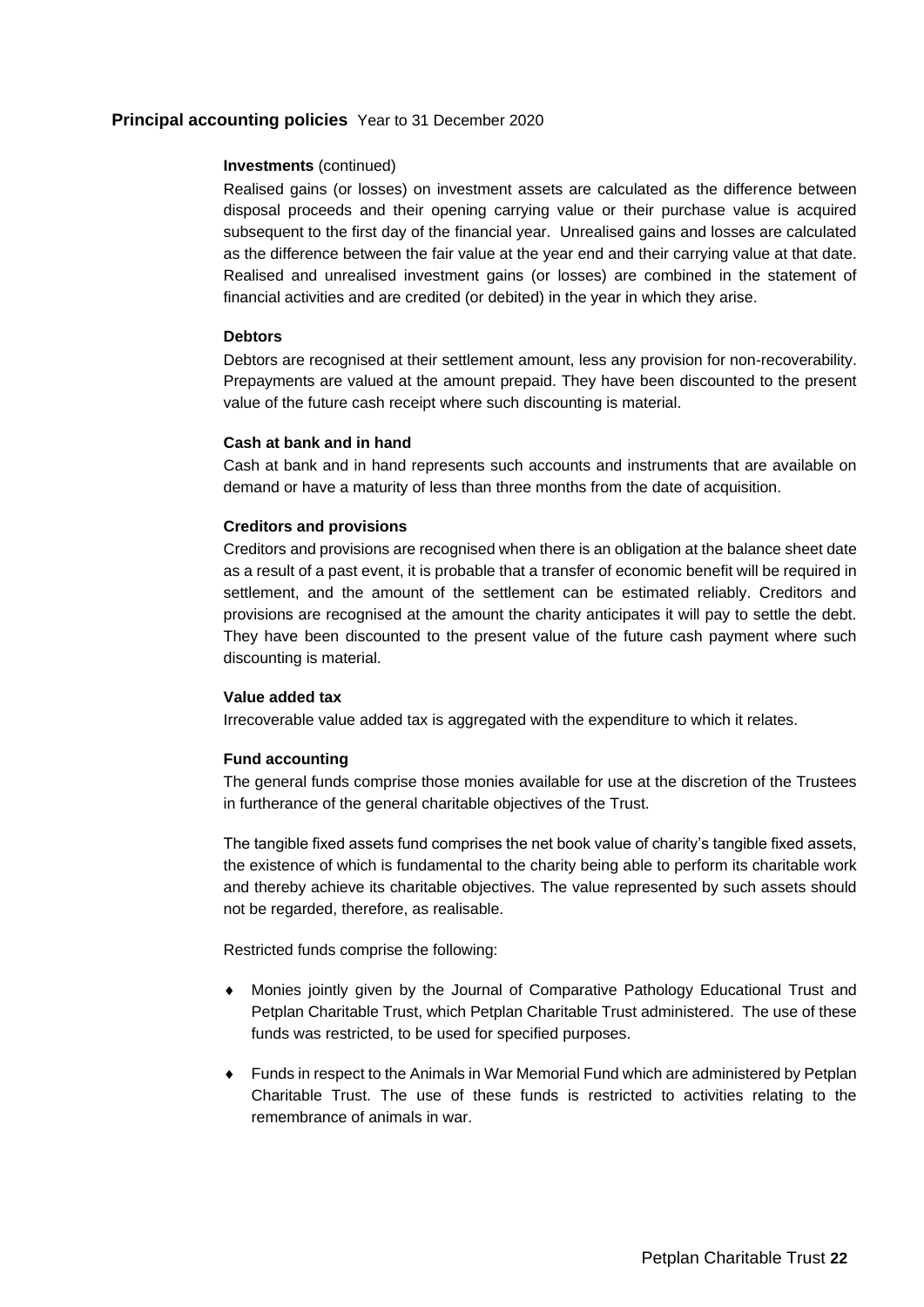## Principal accounting policies Year to 31 December 2020

### Investments (continued)

Realised gains (or losses) on investment assets are calculated as the difference between disposal proceeds and their opening carrying value or their purchase value is acquired subsequent to the first day of the financial year. Unrealised gains and losses are calculated as the difference between the fair value at the year end and their carrying value at that date. Realised and unrealised investment gains (or losses) are combined in the statement of financial activities and are credited (or debited) in the year in which they arise.

### Debtors

Debtors are recognised at their settlement amount, less any provision for non-recoverability. Prepayments are valued at the amount prepaid. They have been discounted to the present value of the future cash receipt where such discounting is material.

### Cash at bank and in hand

Cash at bank and in hand represents such accounts and instruments that are available on demand or have a maturity of less than three months from the date of acquisition.

### Creditors and provisions

Creditors and provisions are recognised when there is an obligation at the balance sheet date as a result of a past event, it is probable that a transfer of economic benefit will be required in settlement, and the amount of the settlement can be estimated reliably. Creditors and provisions are recognised at the amount the charity anticipates it will pay to settle the debt. They have been discounted to the present value of the future cash payment where such discounting is material.

### Value added tax

Irrecoverable value added tax is aggregated with the expenditure to which it relates.

### Fund accounting

The general funds comprise those monies available for use at the discretion of the Trustees in furtherance of the general charitable objectives of the Trust.

The tangible fixed assets fund comprises the net book value of charity's tangible fixed assets, the existence of which is fundamental to the charity being able to perform its charitable work and thereby achieve its charitable objectives. The value represented by such assets should not be regarded, therefore, as realisable.

Restricted funds comprise the following:

- Monies jointly given by the Journal of Comparative Pathology Educational Trust and Petplan Charitable Trust, which Petplan Charitable Trust administered. The use of these funds was restricted, to be used for specified purposes.
- Funds in respect to the Animals in War Memorial Fund which are administered by Petplan Charitable Trust. The use of these funds is restricted to activities relating to the remembrance of animals in war.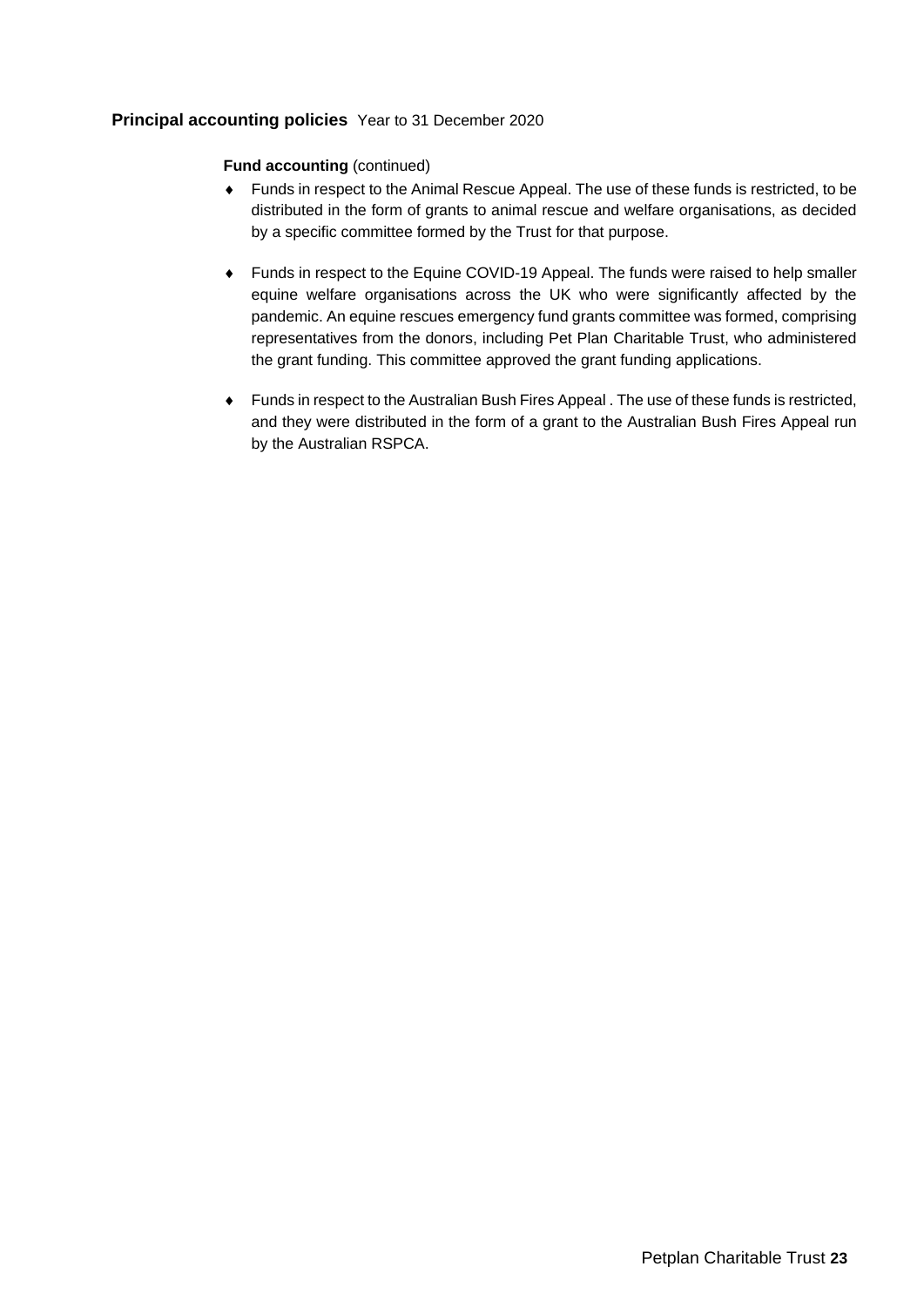## Principal accounting policies Year to 31 December 2020

**Fund accounting** (continued)

- Funds in respect to the Animal Rescue Appeal. The use of these funds is restricted, to be distributed in the form of grants to animal rescue and welfare organisations, as decided by a specific committee formed by the Trust for that purpose.

- Funds in respect to the Equine COVID-19 Appeal. The funds were raised to help smaller equine welfare organisations across the UK who were significantly affected by the pandemic. An equine rescues emergency fund grants committee was formed, comprising representatives from the donors, including Pet Plan Charitable Trust, who administered the grant funding. This committee approved the grant funding applications.

- Funds in respect to the Australian Bush Fires Appeal . The use of these funds is restricted, and they were distributed in the form of a grant to the Australian Bush Fires Appeal run by the Australian RSPCA.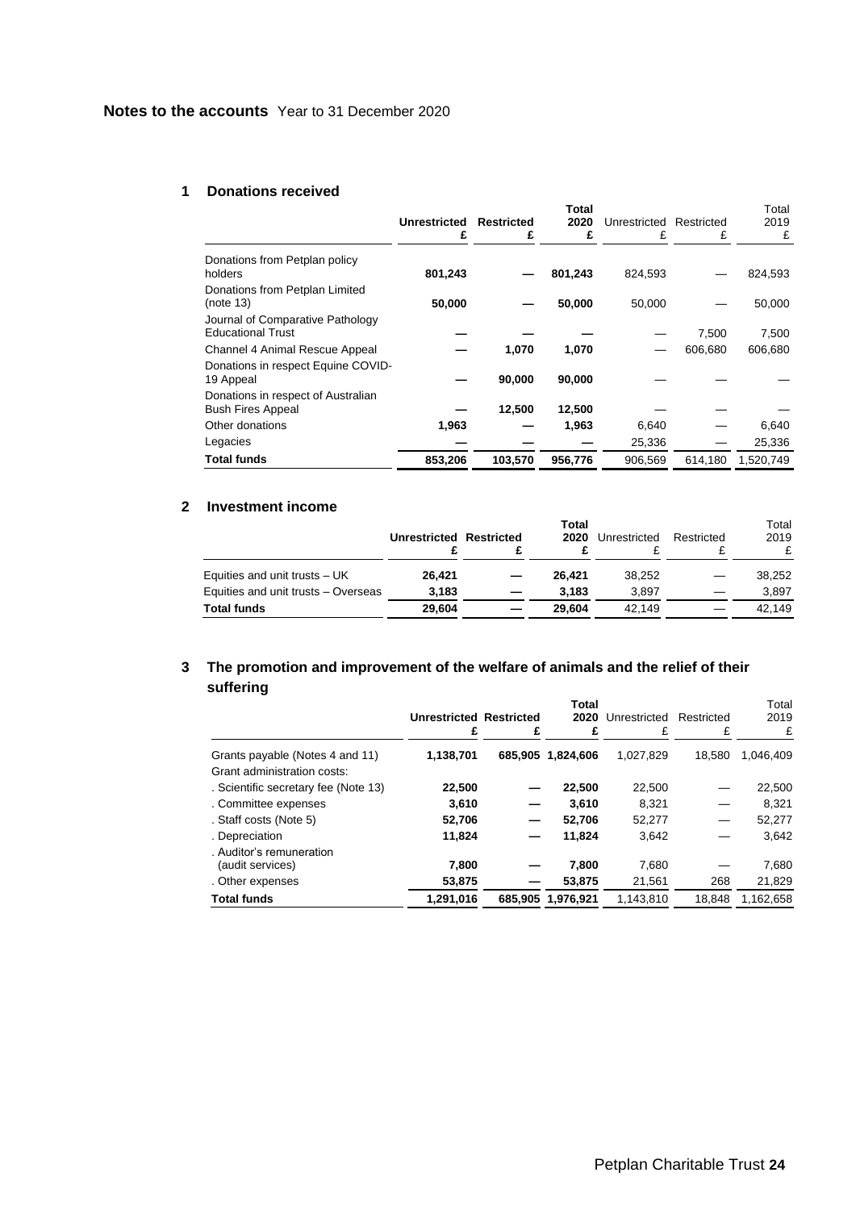## Notes to the accounts Year to 31 December 2020

### 1 Donations received

| | **Unrestricted £** | **Restricted £** | **Total 2020 £** | Unrestricted £ | Restricted £ | Total 2019 £ |
|---|---|---|---|---|---|---|
| Donations from Petplan policy holders | **801,243** | **—** | **801,243** | 824,593 | — | 824,593 |
| Donations from Petplan Limited (note 13) | **50,000** | **—** | **50,000** | 50,000 | — | 50,000 |
| Journal of Comparative Pathology Educational Trust | **—** | **—** | **—** | — | 7,500 | 7,500 |
| Channel 4 Animal Rescue Appeal | **—** | **1,070** | **1,070** | — | 606,680 | 606,680 |
| Donations in respect Equine COVID-19 Appeal | **—** | **90,000** | **90,000** | — | — | — |
| Donations in respect of Australian Bush Fires Appeal | **—** | **12,500** | **12,500** | — | — | — |
| Other donations | **1,963** | **—** | **1,963** | 6,640 | — | 6,640 |
| Legacies | **—** | **—** | **—** | 25,336 | — | 25,336 |
| **Total funds** | **853,206** | **103,570** | **956,776** | 906,569 | 614,180 | 1,520,749 |

### 2 Investment income

| | **Unrestricted £** | **Restricted £** | **Total 2020 £** | Unrestricted £ | Restricted £ | Total 2019 £ |
|---|---|---|---|---|---|---|
| Equities and unit trusts – UK | **26,421** | **—** | **26,421** | 38,252 | — | 38,252 |
| Equities and unit trusts – Overseas | **3,183** | **—** | **3,183** | 3,897 | — | 3,897 |
| **Total funds** | **29,604** | **—** | **29,604** | 42,149 | — | 42,149 |

### 3 The promotion and improvement of the welfare of animals and the relief of their suffering

| | **Unrestricted £** | **Restricted £** | **Total 2020 £** | Unrestricted £ | Restricted £ | Total 2019 £ |
|---|---|---|---|---|---|---|
| Grants payable (Notes 4 and 11) | **1,138,701** | **685,905** | **1,824,606** | 1,027,829 | 18,580 | 1,046,409 |
| Grant administration costs: | | | | | | |
| . Scientific secretary fee (Note 13) | **22,500** | **—** | **22,500** | 22,500 | — | 22,500 |
| . Committee expenses | **3,610** | **—** | **3,610** | 8,321 | — | 8,321 |
| . Staff costs (Note 5) | **52,706** | **—** | **52,706** | 52,277 | — | 52,277 |
| . Depreciation | **11,824** | **—** | **11,824** | 3,642 | — | 3,642 |
| . Auditor's remuneration (audit services) | **7,800** | **—** | **7,800** | 7,680 | — | 7,680 |
| . Other expenses | **53,875** | **—** | **53,875** | 21,561 | 268 | 21,829 |
| **Total funds** | **1,291,016** | **685,905** | **1,976,921** | 1,143,810 | 18,848 | 1,162,658 |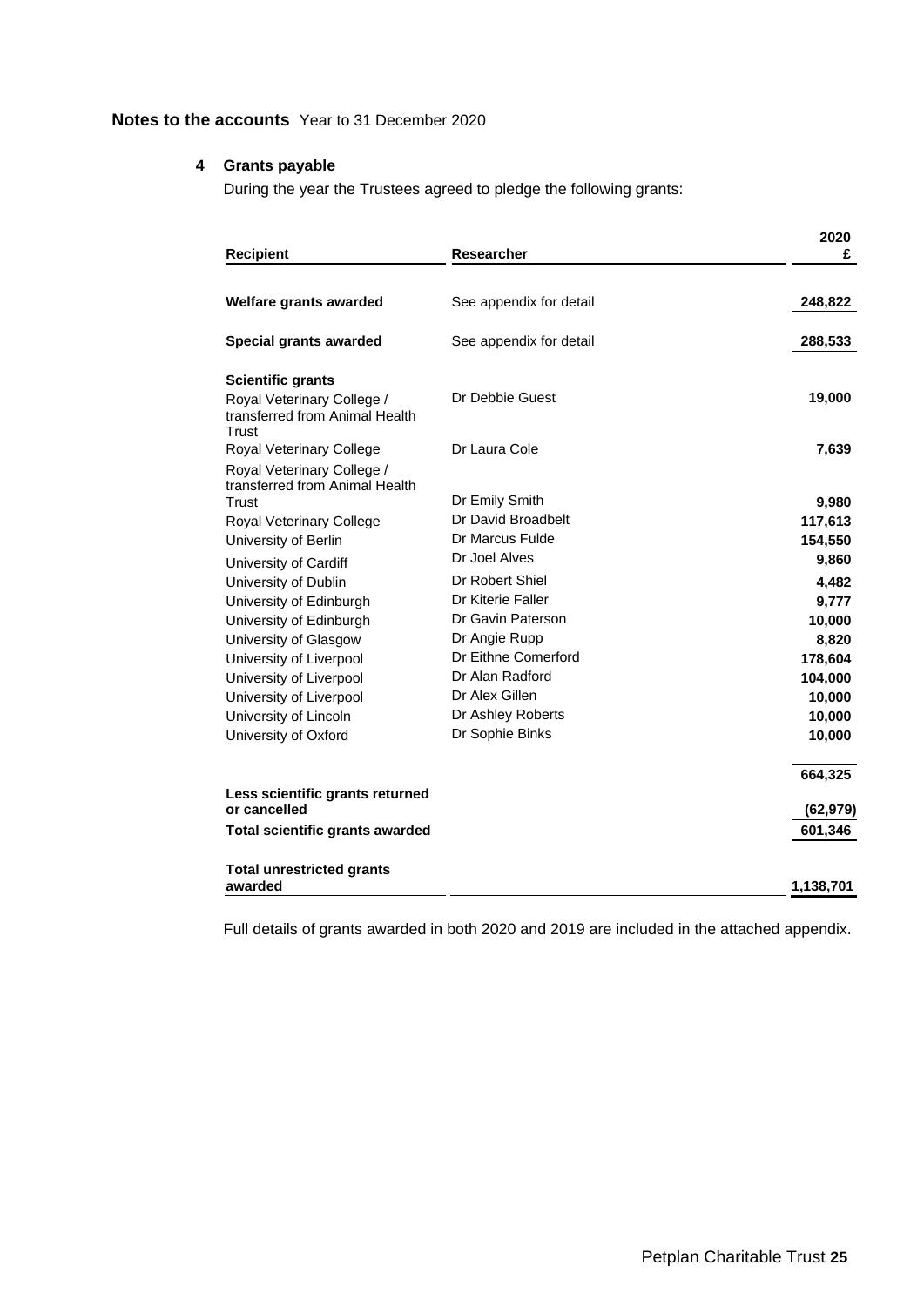## Notes to the accounts Year to 31 December 2020

### 4 Grants payable

During the year the Trustees agreed to pledge the following grants:

| Recipient | Researcher | 2020 £ |
|---|---|---|
| **Welfare grants awarded** | See appendix for detail | **248,822** |
| **Special grants awarded** | See appendix for detail | **288,533** |
| **Scientific grants** | | |
| Royal Veterinary College / transferred from Animal Health Trust | Dr Debbie Guest | **19,000** |
| Royal Veterinary College | Dr Laura Cole | **7,639** |
| Royal Veterinary College / transferred from Animal Health Trust | Dr Emily Smith | **9,980** |
| Royal Veterinary College | Dr David Broadbelt | **117,613** |
| University of Berlin | Dr Marcus Fulde | **154,550** |
| University of Cardiff | Dr Joel Alves | **9,860** |
| University of Dublin | Dr Robert Shiel | **4,482** |
| University of Edinburgh | Dr Kiterie Faller | **9,777** |
| University of Edinburgh | Dr Gavin Paterson | **10,000** |
| University of Glasgow | Dr Angie Rupp | **8,820** |
| University of Liverpool | Dr Eithne Comerford | **178,604** |
| University of Liverpool | Dr Alan Radford | **104,000** |
| University of Liverpool | Dr Alex Gillen | **10,000** |
| University of Lincoln | Dr Ashley Roberts | **10,000** |
| University of Oxford | Dr Sophie Binks | **10,000** |
| | | **664,325** |
| **Less scientific grants returned or cancelled** | | **(62,979)** |
| **Total scientific grants awarded** | | **601,346** |
| **Total unrestricted grants awarded** | | **1,138,701** |

Full details of grants awarded in both 2020 and 2019 are included in the attached appendix.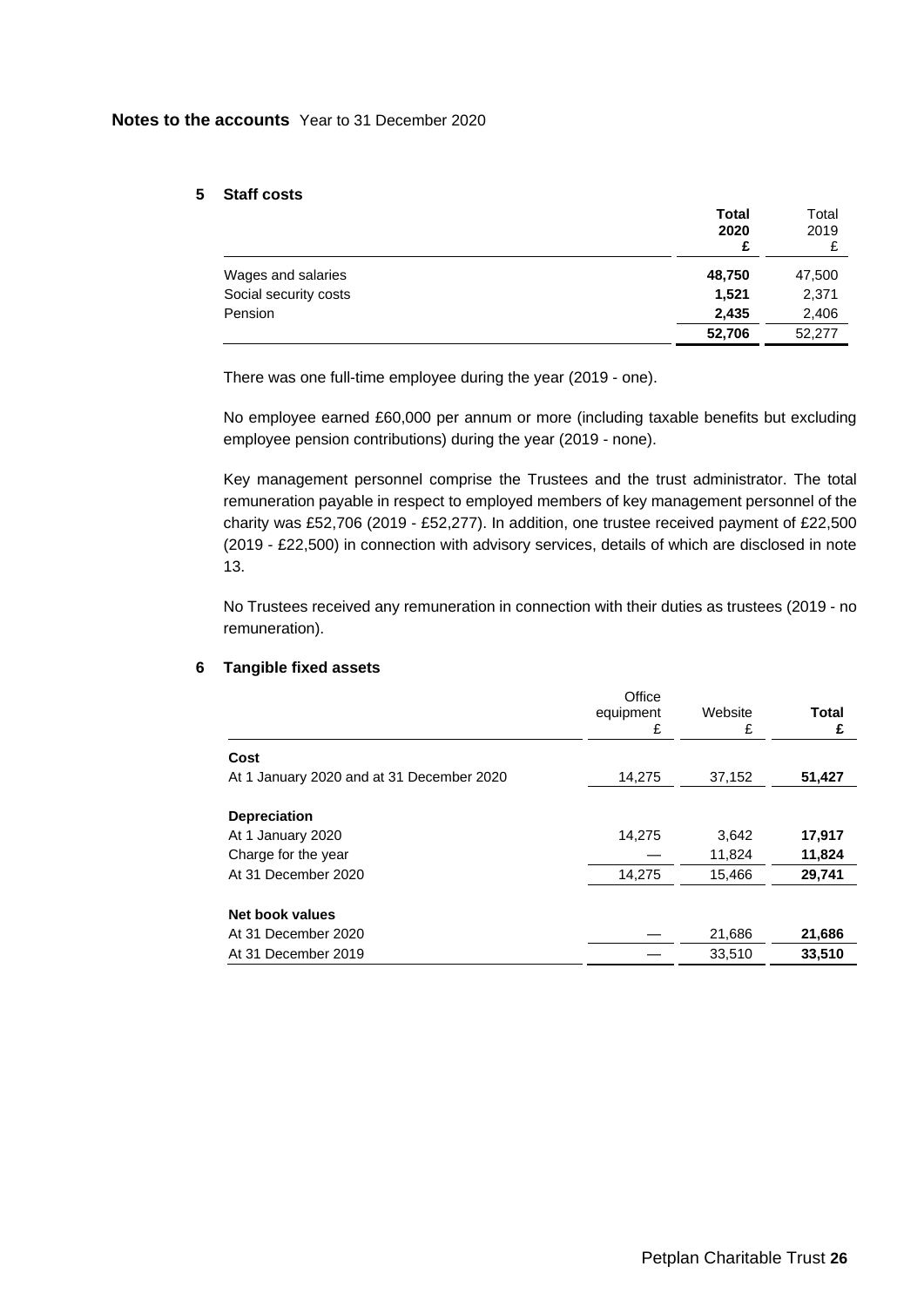**Notes to the accounts** Year to 31 December 2020

## 5 Staff costs

| | **Total 2020 £** | Total 2019 £ |
|---|---|---|
| Wages and salaries | **48,750** | 47,500 |
| Social security costs | **1,521** | 2,371 |
| Pension | **2,435** | 2,406 |
| | **52,706** | 52,277 |

There was one full-time employee during the year (2019 - one).

No employee earned £60,000 per annum or more (including taxable benefits but excluding employee pension contributions) during the year (2019 - none).

Key management personnel comprise the Trustees and the trust administrator. The total remuneration payable in respect to employed members of key management personnel of the charity was £52,706 (2019 - £52,277). In addition, one trustee received payment of £22,500 (2019 - £22,500) in connection with advisory services, details of which are disclosed in note 13.

No Trustees received any remuneration in connection with their duties as trustees (2019 - no remuneration).

## 6 Tangible fixed assets

| | Office equipment £ | Website £ | **Total £** |
|---|---|---|---|
| **Cost** | | | |
| At 1 January 2020 and at 31 December 2020 | 14,275 | 37,152 | **51,427** |
| **Depreciation** | | | |
| At 1 January 2020 | 14,275 | 3,642 | **17,917** |
| Charge for the year | — | 11,824 | **11,824** |
| At 31 December 2020 | 14,275 | 15,466 | **29,741** |
| **Net book values** | | | |
| At 31 December 2020 | — | 21,686 | **21,686** |
| At 31 December 2019 | — | 33,510 | **33,510** |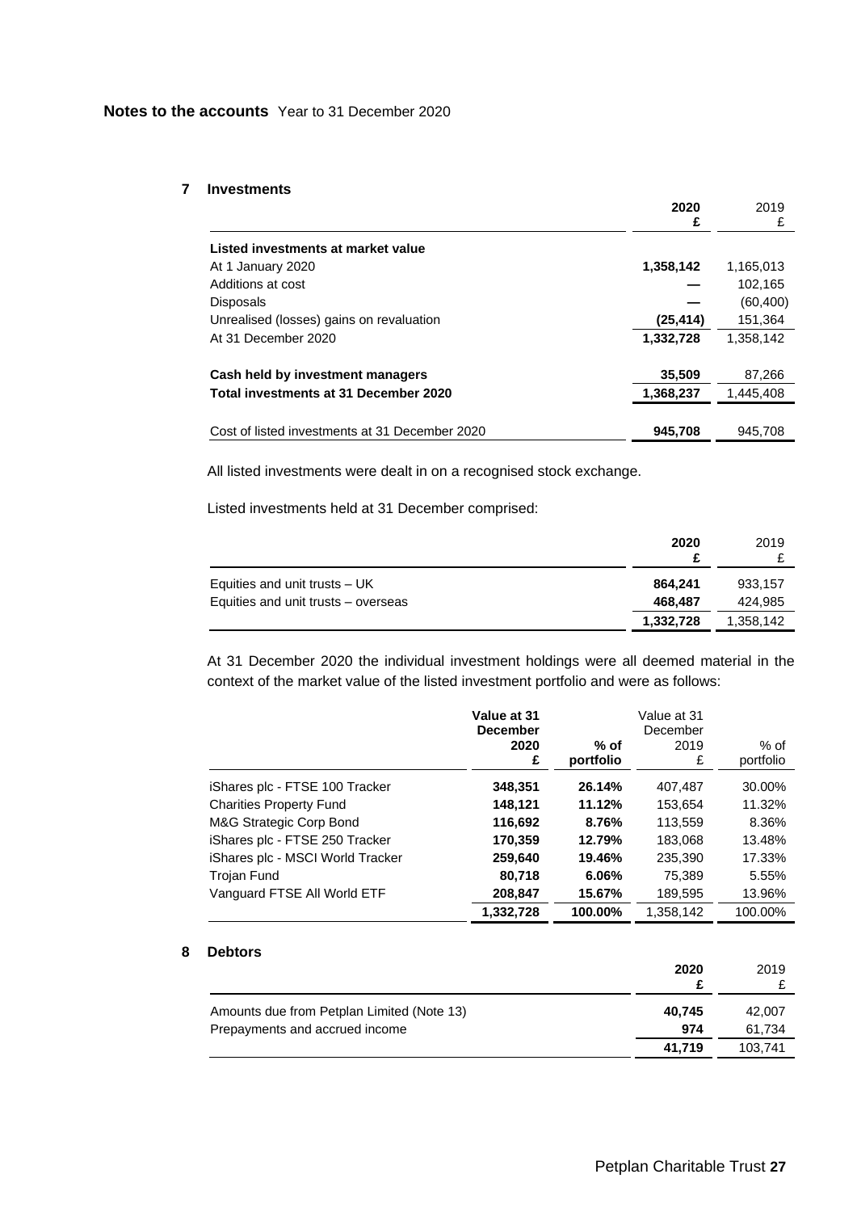**Notes to the accounts** Year to 31 December 2020

## 7 Investments

| | 2020<br>£ | 2019<br>£ |
|---|---|---|
| **Listed investments at market value** | | |
| At 1 January 2020 | **1,358,142** | 1,165,013 |
| Additions at cost | **—** | 102,165 |
| Disposals | **—** | (60,400) |
| Unrealised (losses) gains on revaluation | **(25,414)** | 151,364 |
| At 31 December 2020 | **1,332,728** | 1,358,142 |
| | | |
| **Cash held by investment managers** | **35,509** | 87,266 |
| **Total investments at 31 December 2020** | **1,368,237** | 1,445,408 |
| | | |
| Cost of listed investments at 31 December 2020 | **945,708** | 945,708 |

All listed investments were dealt in on a recognised stock exchange.

Listed investments held at 31 December comprised:

| | 2020<br>£ | 2019<br>£ |
|---|---|---|
| Equities and unit trusts – UK | **864,241** | 933,157 |
| Equities and unit trusts – overseas | **468,487** | 424,985 |
| | **1,332,728** | 1,358,142 |

At 31 December 2020 the individual investment holdings were all deemed material in the context of the market value of the listed investment portfolio and were as follows:

| | Value at 31 December 2020<br>£ | % of portfolio | Value at 31 December 2019<br>£ | % of portfolio |
|---|---|---|---|---|
| iShares plc - FTSE 100 Tracker | **348,351** | **26.14%** | 407,487 | 30.00% |
| Charities Property Fund | **148,121** | **11.12%** | 153,654 | 11.32% |
| M&G Strategic Corp Bond | **116,692** | **8.76%** | 113,559 | 8.36% |
| iShares plc - FTSE 250 Tracker | **170,359** | **12.79%** | 183,068 | 13.48% |
| iShares plc - MSCI World Tracker | **259,640** | **19.46%** | 235,390 | 17.33% |
| Trojan Fund | **80,718** | **6.06%** | 75,389 | 5.55% |
| Vanguard FTSE All World ETF | **208,847** | **15.67%** | 189,595 | 13.96% |
| | **1,332,728** | **100.00%** | 1,358,142 | 100.00% |

## 8 Debtors

| | 2020<br>£ | 2019<br>£ |
|---|---|---|
| Amounts due from Petplan Limited (Note 13) | **40,745** | 42,007 |
| Prepayments and accrued income | **974** | 61,734 |
| | **41,719** | 103,741 |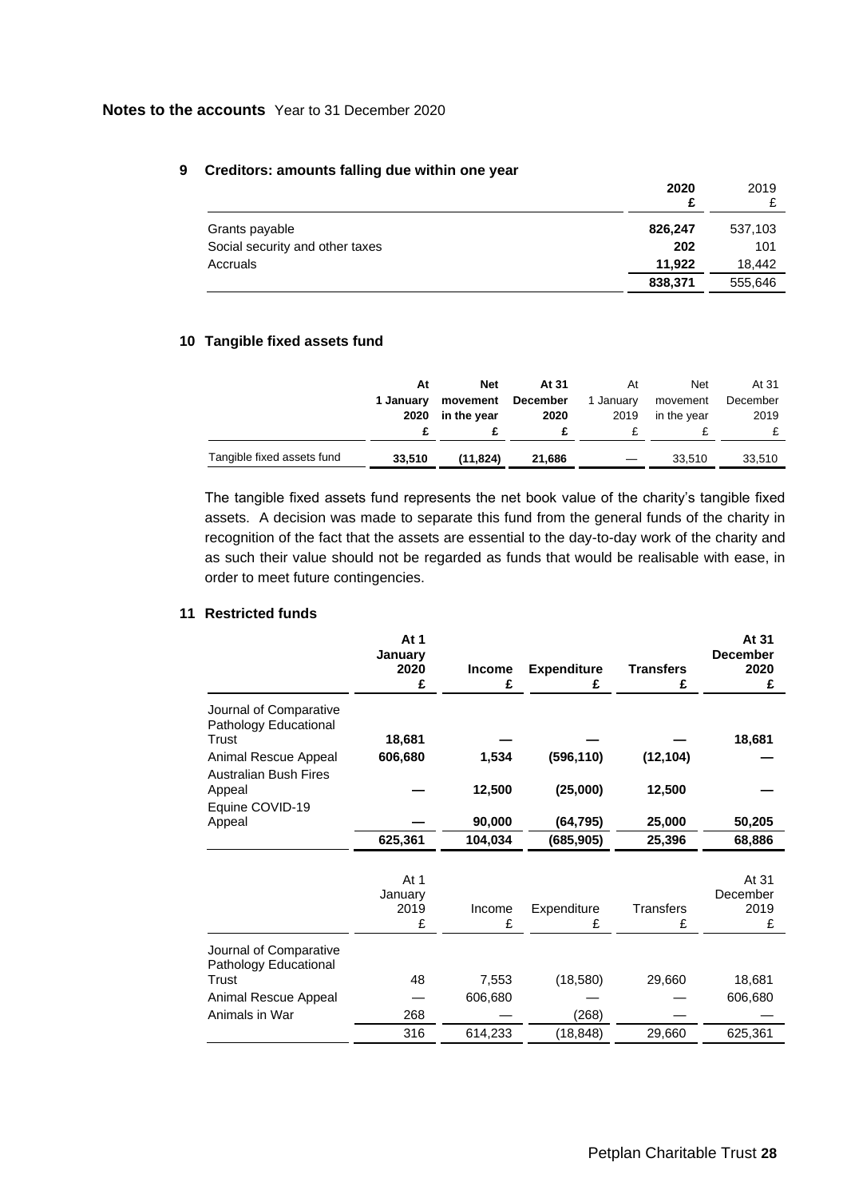# Notes to the accounts Year to 31 December 2020

## 9 Creditors: amounts falling due within one year

| | **2020 £** | 2019 £ |
|---|---|---|
| Grants payable | **826,247** | 537,103 |
| Social security and other taxes | **202** | 101 |
| Accruals | **11,922** | 18,442 |
| | **838,371** | 555,646 |

## 10 Tangible fixed assets fund

| | **At 1 January 2020 £** | **Net movement in the year £** | **At 31 December 2020 £** | At 1 January 2019 £ | Net movement in the year £ | At 31 December 2019 £ |
|---|---|---|---|---|---|---|
| Tangible fixed assets fund | **33,510** | **(11,824)** | **21,686** | — | 33,510 | 33,510 |

The tangible fixed assets fund represents the net book value of the charity's tangible fixed assets. A decision was made to separate this fund from the general funds of the charity in recognition of the fact that the assets are essential to the day-to-day work of the charity and as such their value should not be regarded as funds that would be realisable with ease, in order to meet future contingencies.

## 11 Restricted funds

| | **At 1 January 2020 £** | **Income £** | **Expenditure £** | **Transfers £** | **At 31 December 2020 £** |
|---|---|---|---|---|---|
| Journal of Comparative Pathology Educational Trust | **18,681** | **—** | **—** | **—** | **18,681** |
| Animal Rescue Appeal | **606,680** | **1,534** | **(596,110)** | **(12,104)** | **—** |
| Australian Bush Fires Appeal | **—** | **12,500** | **(25,000)** | **12,500** | **—** |
| Equine COVID-19 Appeal | **—** | **90,000** | **(64,795)** | **25,000** | **50,205** |
| | **625,361** | **104,034** | **(685,905)** | **25,396** | **68,886** |

| | At 1 January 2019 £ | Income £ | Expenditure £ | Transfers £ | At 31 December 2019 £ |
|---|---|---|---|---|---|
| Journal of Comparative Pathology Educational Trust | 48 | 7,553 | (18,580) | 29,660 | 18,681 |
| Animal Rescue Appeal | — | 606,680 | — | — | 606,680 |
| Animals in War | 268 | — | (268) | — | — |
| | 316 | 614,233 | (18,848) | 29,660 | 625,361 |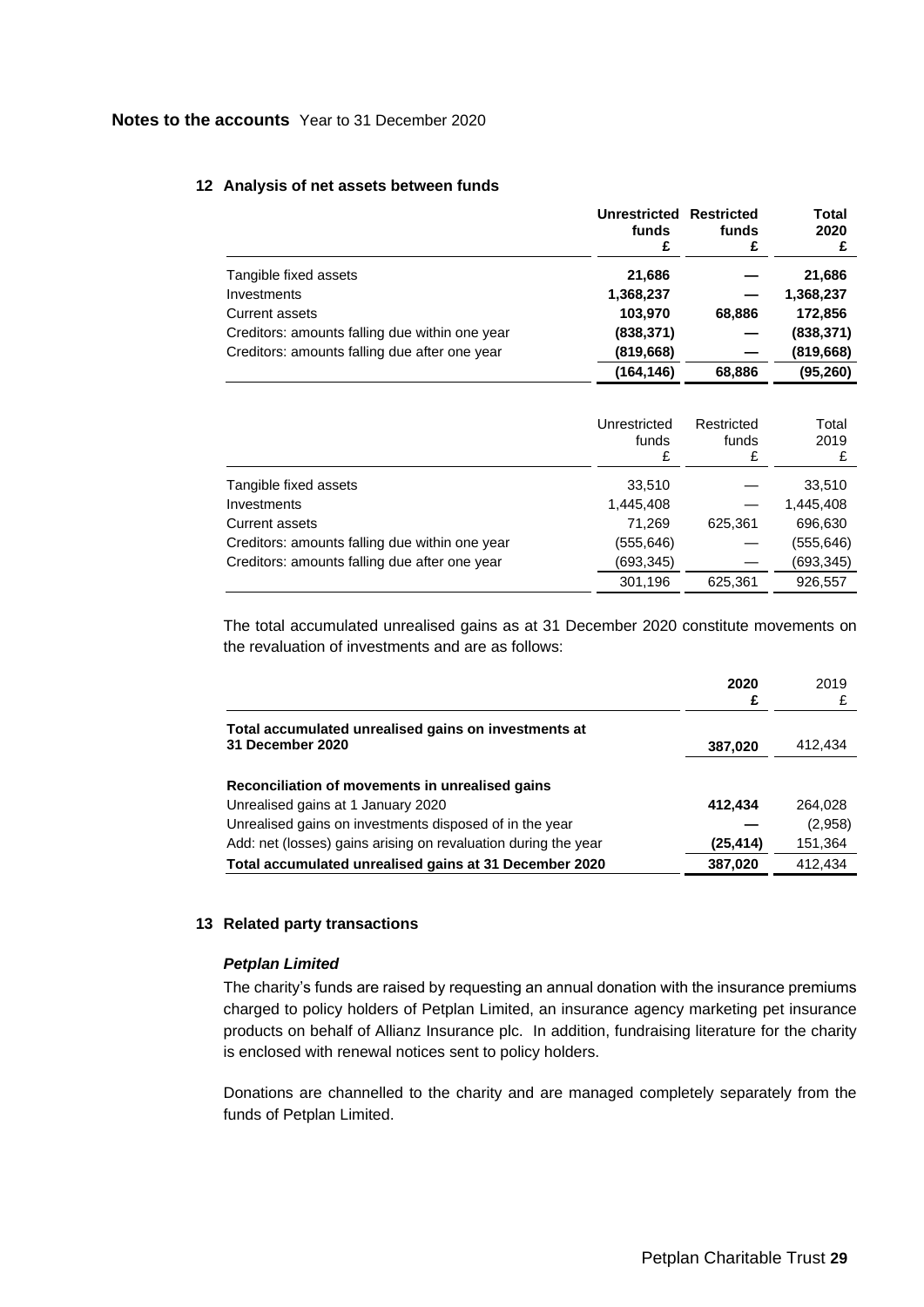**Notes to the accounts** Year to 31 December 2020

## 12 Analysis of net assets between funds

| | **Unrestricted funds £** | **Restricted funds £** | **Total 2020 £** |
|---|---|---|---|
| Tangible fixed assets | **21,686** | **—** | **21,686** |
| Investments | **1,368,237** | **—** | **1,368,237** |
| Current assets | **103,970** | **68,886** | **172,856** |
| Creditors: amounts falling due within one year | **(838,371)** | **—** | **(838,371)** |
| Creditors: amounts falling due after one year | **(819,668)** | **—** | **(819,668)** |
| | **(164,146)** | **68,886** | **(95,260)** |

| | Unrestricted funds £ | Restricted funds £ | Total 2019 £ |
|---|---|---|---|
| Tangible fixed assets | 33,510 | — | 33,510 |
| Investments | 1,445,408 | — | 1,445,408 |
| Current assets | 71,269 | 625,361 | 696,630 |
| Creditors: amounts falling due within one year | (555,646) | — | (555,646) |
| Creditors: amounts falling due after one year | (693,345) | — | (693,345) |
| | 301,196 | 625,361 | 926,557 |

The total accumulated unrealised gains as at 31 December 2020 constitute movements on the revaluation of investments and are as follows:

| | **2020 £** | 2019 £ |
|---|---|---|
| **Total accumulated unrealised gains on investments at 31 December 2020** | **387,020** | 412,434 |
| **Reconciliation of movements in unrealised gains** | | |
| Unrealised gains at 1 January 2020 | **412,434** | 264,028 |
| Unrealised gains on investments disposed of in the year | **—** | (2,958) |
| Add: net (losses) gains arising on revaluation during the year | **(25,414)** | 151,364 |
| **Total accumulated unrealised gains at 31 December 2020** | **387,020** | 412,434 |

## 13 Related party transactions

***Petplan Limited***

The charity's funds are raised by requesting an annual donation with the insurance premiums charged to policy holders of Petplan Limited, an insurance agency marketing pet insurance products on behalf of Allianz Insurance plc. In addition, fundraising literature for the charity is enclosed with renewal notices sent to policy holders.

Donations are channelled to the charity and are managed completely separately from the funds of Petplan Limited.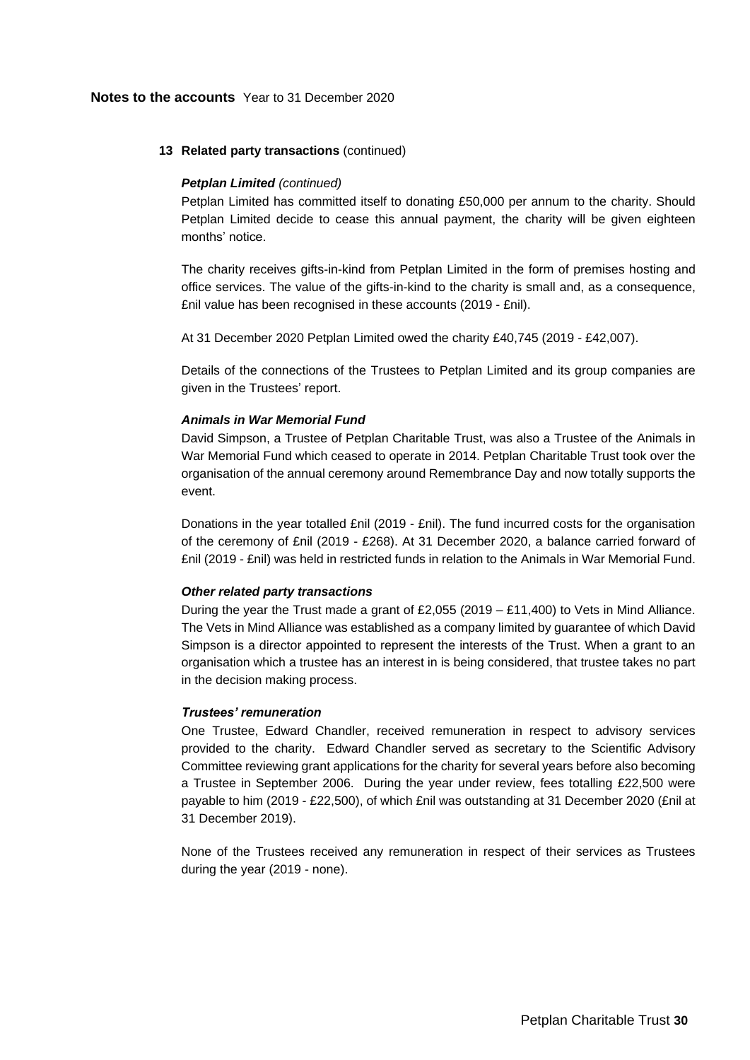## Notes to the accounts Year to 31 December 2020

### 13 Related party transactions (continued)

***Petplan Limited*** *(continued)*

Petplan Limited has committed itself to donating £50,000 per annum to the charity. Should Petplan Limited decide to cease this annual payment, the charity will be given eighteen months' notice.

The charity receives gifts-in-kind from Petplan Limited in the form of premises hosting and office services. The value of the gifts-in-kind to the charity is small and, as a consequence, £nil value has been recognised in these accounts (2019 - £nil).

At 31 December 2020 Petplan Limited owed the charity £40,745 (2019 - £42,007).

Details of the connections of the Trustees to Petplan Limited and its group companies are given in the Trustees' report.

***Animals in War Memorial Fund***

David Simpson, a Trustee of Petplan Charitable Trust, was also a Trustee of the Animals in War Memorial Fund which ceased to operate in 2014. Petplan Charitable Trust took over the organisation of the annual ceremony around Remembrance Day and now totally supports the event.

Donations in the year totalled £nil (2019 - £nil). The fund incurred costs for the organisation of the ceremony of £nil (2019 - £268). At 31 December 2020, a balance carried forward of £nil (2019 - £nil) was held in restricted funds in relation to the Animals in War Memorial Fund.

***Other related party transactions***

During the year the Trust made a grant of £2,055 (2019 – £11,400) to Vets in Mind Alliance. The Vets in Mind Alliance was established as a company limited by guarantee of which David Simpson is a director appointed to represent the interests of the Trust. When a grant to an organisation which a trustee has an interest in is being considered, that trustee takes no part in the decision making process.

***Trustees' remuneration***

One Trustee, Edward Chandler, received remuneration in respect to advisory services provided to the charity. Edward Chandler served as secretary to the Scientific Advisory Committee reviewing grant applications for the charity for several years before also becoming a Trustee in September 2006. During the year under review, fees totalling £22,500 were payable to him (2019 - £22,500), of which £nil was outstanding at 31 December 2020 (£nil at 31 December 2019).

None of the Trustees received any remuneration in respect of their services as Trustees during the year (2019 - none).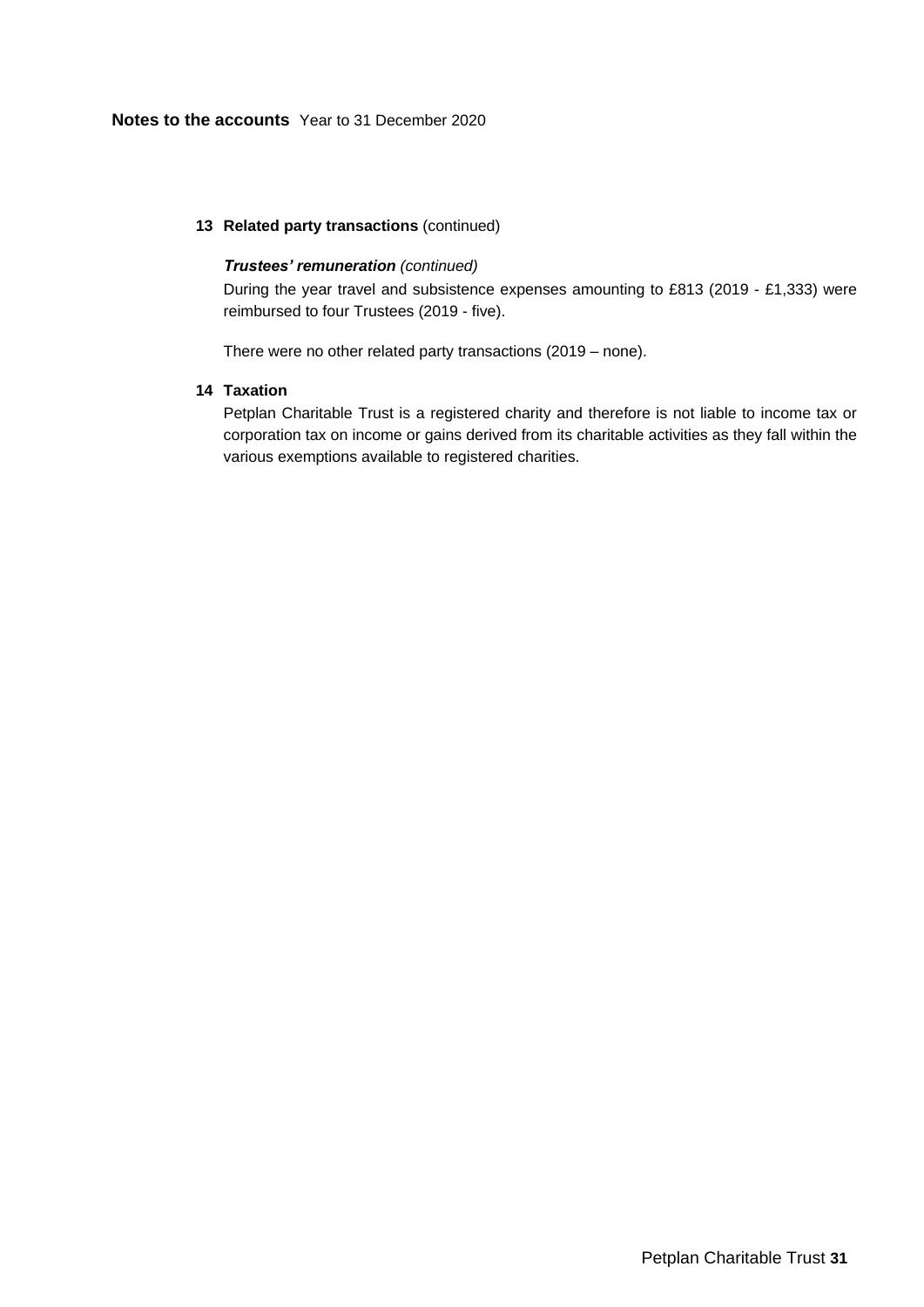**Notes to the accounts** Year to 31 December 2020

**13 Related party transactions** (continued)

***Trustees' remuneration*** *(continued)*

During the year travel and subsistence expenses amounting to £813 (2019 - £1,333) were reimbursed to four Trustees (2019 - five).

There were no other related party transactions (2019 – none).

**14 Taxation**

Petplan Charitable Trust is a registered charity and therefore is not liable to income tax or corporation tax on income or gains derived from its charitable activities as they fall within the various exemptions available to registered charities.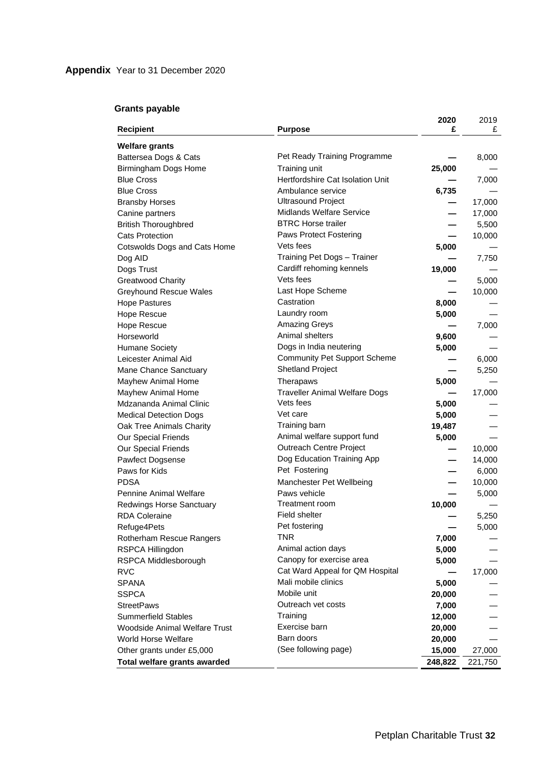## Appendix Year to 31 December 2020

### Grants payable

| Recipient | Purpose | 2020 £ | 2019 £ |
|---|---|---|---|
| **Welfare grants** | | | |
| Battersea Dogs & Cats | Pet Ready Training Programme | — | 8,000 |
| Birmingham Dogs Home | Training unit | 25,000 | — |
| Blue Cross | Hertfordshire Cat Isolation Unit | — | 7,000 |
| Blue Cross | Ambulance service | 6,735 | — |
| Bransby Horses | Ultrasound Project | — | 17,000 |
| Canine partners | Midlands Welfare Service | — | 17,000 |
| British Thoroughbred | BTRC Horse trailer | — | 5,500 |
| Cats Protection | Paws Protect Fostering | — | 10,000 |
| Cotswolds Dogs and Cats Home | Vets fees | 5,000 | — |
| Dog AID | Training Pet Dogs – Trainer | — | 7,750 |
| Dogs Trust | Cardiff rehoming kennels | 19,000 | — |
| Greatwood Charity | Vets fees | — | 5,000 |
| Greyhound Rescue Wales | Last Hope Scheme | — | 10,000 |
| Hope Pastures | Castration | 8,000 | — |
| Hope Rescue | Laundry room | 5,000 | — |
| Hope Rescue | Amazing Greys | — | 7,000 |
| Horseworld | Animal shelters | 9,600 | — |
| Humane Society | Dogs in India neutering | 5,000 | — |
| Leicester Animal Aid | Community Pet Support Scheme | — | 6,000 |
| Mane Chance Sanctuary | Shetland Project | — | 5,250 |
| Mayhew Animal Home | Therapaws | 5,000 | — |
| Mayhew Animal Home | Traveller Animal Welfare Dogs | — | 17,000 |
| Mdzananda Animal Clinic | Vets fees | 5,000 | — |
| Medical Detection Dogs | Vet care | 5,000 | — |
| Oak Tree Animals Charity | Training barn | 19,487 | — |
| Our Special Friends | Animal welfare support fund | 5,000 | — |
| Our Special Friends | Outreach Centre Project | — | 10,000 |
| Pawfect Dogsense | Dog Education Training App | — | 14,000 |
| Paws for Kids | Pet Fostering | — | 6,000 |
| PDSA | Manchester Pet Wellbeing | — | 10,000 |
| Pennine Animal Welfare | Paws vehicle | — | 5,000 |
| Redwings Horse Sanctuary | Treatment room | 10,000 | — |
| RDA Coleraine | Field shelter | — | 5,250 |
| Refuge4Pets | Pet fostering | — | 5,000 |
| Rotherham Rescue Rangers | TNR | 7,000 | — |
| RSPCA Hillingdon | Animal action days | 5,000 | — |
| RSPCA Middlesborough | Canopy for exercise area | 5,000 | — |
| RVC | Cat Ward Appeal for QM Hospital | — | 17,000 |
| SPANA | Mali mobile clinics | 5,000 | — |
| SSPCA | Mobile unit | 20,000 | — |
| StreetPaws | Outreach vet costs | 7,000 | — |
| Summerfield Stables | Training | 12,000 | — |
| Woodside Animal Welfare Trust | Exercise barn | 20,000 | — |
| World Horse Welfare | Barn doors | 20,000 | — |
| Other grants under £5,000 | (See following page) | 15,000 | 27,000 |
| **Total welfare grants awarded** | | **248,822** | 221,750 |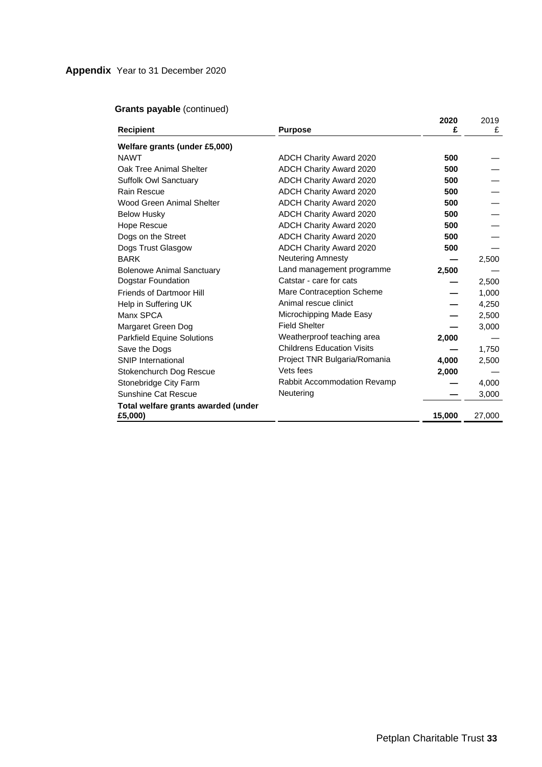## Appendix Year to 31 December 2020

**Grants payable** (continued)

| Recipient | Purpose | 2020 £ | 2019 £ |
|---|---|---|---|
| **Welfare grants (under £5,000)** | | | |
| NAWT | ADCH Charity Award 2020 | **500** | — |
| Oak Tree Animal Shelter | ADCH Charity Award 2020 | **500** | — |
| Suffolk Owl Sanctuary | ADCH Charity Award 2020 | **500** | — |
| Rain Rescue | ADCH Charity Award 2020 | **500** | — |
| Wood Green Animal Shelter | ADCH Charity Award 2020 | **500** | — |
| Below Husky | ADCH Charity Award 2020 | **500** | — |
| Hope Rescue | ADCH Charity Award 2020 | **500** | — |
| Dogs on the Street | ADCH Charity Award 2020 | **500** | — |
| Dogs Trust Glasgow | ADCH Charity Award 2020 | **500** | — |
| BARK | Neutering Amnesty | **—** | 2,500 |
| Bolenowe Animal Sanctuary | Land management programme | **2,500** | — |
| Dogstar Foundation | Catstar - care for cats | **—** | 2,500 |
| Friends of Dartmoor Hill | Mare Contraception Scheme | **—** | 1,000 |
| Help in Suffering UK | Animal rescue clinict | **—** | 4,250 |
| Manx SPCA | Microchipping Made Easy | **—** | 2,500 |
| Margaret Green Dog | Field Shelter | **—** | 3,000 |
| Parkfield Equine Solutions | Weatherproof teaching area | **2,000** | — |
| Save the Dogs | Childrens Education Visits | **—** | 1,750 |
| SNIP International | Project TNR Bulgaria/Romania | **4,000** | 2,500 |
| Stokenchurch Dog Rescue | Vets fees | **2,000** | — |
| Stonebridge City Farm | Rabbit Accommodation Revamp | **—** | 4,000 |
| Sunshine Cat Rescue | Neutering | **—** | 3,000 |
| **Total welfare grants awarded (under £5,000)** | | **15,000** | 27,000 |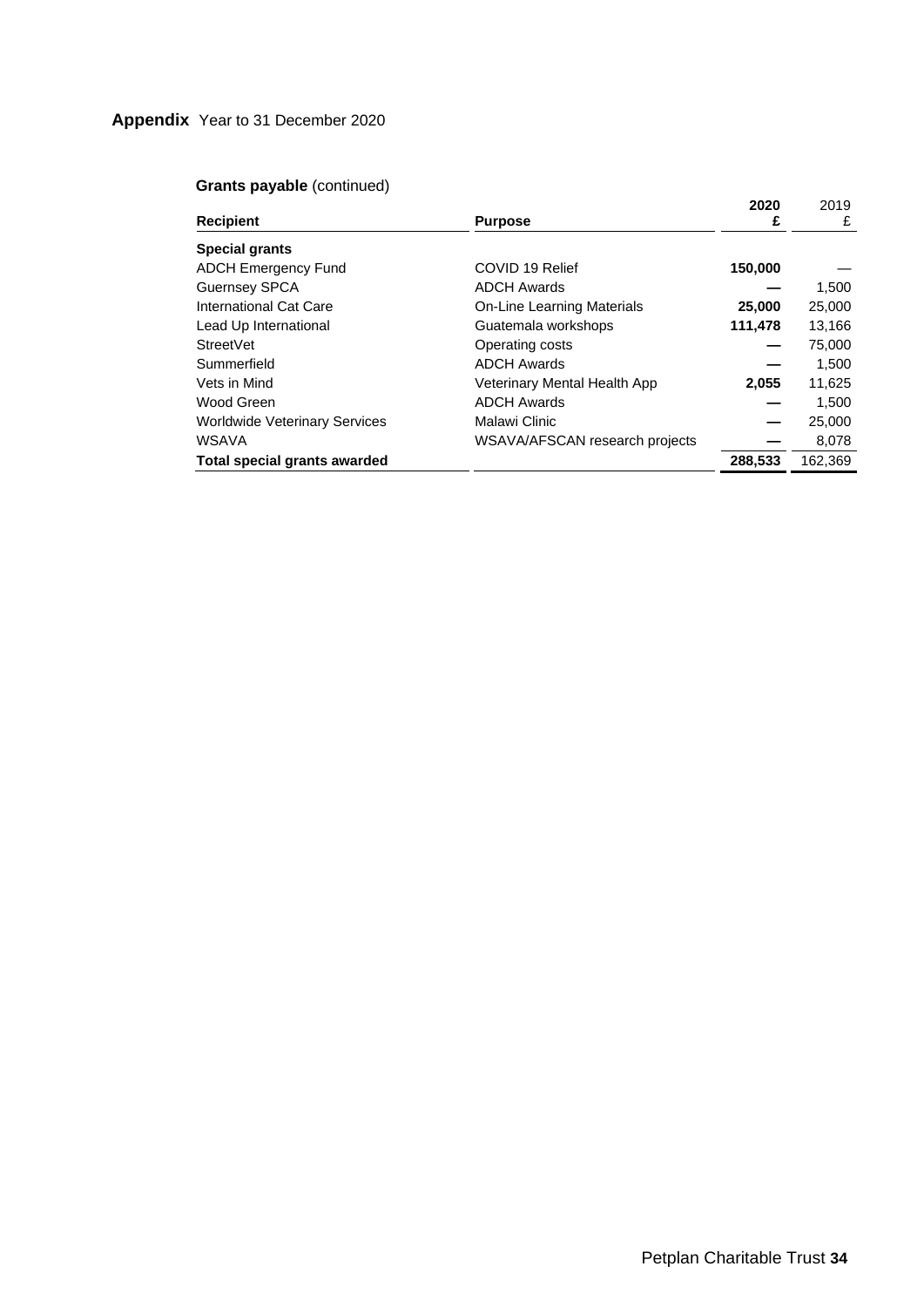## Appendix Year to 31 December 2020

### Grants payable (continued)

| Recipient | Purpose | 2020 £ | 2019 £ |
|---|---|---|---|
| **Special grants** | | | |
| ADCH Emergency Fund | COVID 19 Relief | **150,000** | — |
| Guernsey SPCA | ADCH Awards | **—** | 1,500 |
| International Cat Care | On-Line Learning Materials | **25,000** | 25,000 |
| Lead Up International | Guatemala workshops | **111,478** | 13,166 |
| StreetVet | Operating costs | **—** | 75,000 |
| Summerfield | ADCH Awards | **—** | 1,500 |
| Vets in Mind | Veterinary Mental Health App | **2,055** | 11,625 |
| Wood Green | ADCH Awards | **—** | 1,500 |
| Worldwide Veterinary Services | Malawi Clinic | **—** | 25,000 |
| WSAVA | WSAVA/AFSCAN research projects | **—** | 8,078 |
| **Total special grants awarded** | | **288,533** | 162,369 |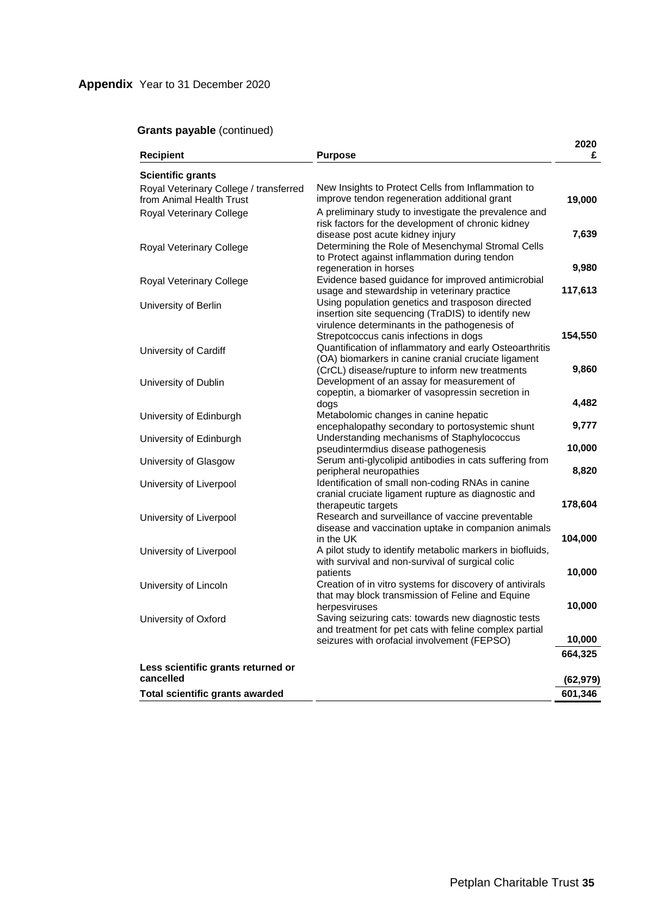# Appendix Year to 31 December 2020

**Grants payable** (continued)

| Recipient | Purpose | 2020 £ |
|---|---|---|
| **Scientific grants** | | |
| Royal Veterinary College / transferred from Animal Health Trust | New Insights to Protect Cells from Inflammation to improve tendon regeneration additional grant | **19,000** |
| Royal Veterinary College | A preliminary study to investigate the prevalence and risk factors for the development of chronic kidney disease post acute kidney injury | **7,639** |
| Royal Veterinary College | Determining the Role of Mesenchymal Stromal Cells to Protect against inflammation during tendon regeneration in horses | **9,980** |
| Royal Veterinary College | Evidence based guidance for improved antimicrobial usage and stewardship in veterinary practice | **117,613** |
| University of Berlin | Using population genetics and trasposon directed insertion site sequencing (TraDIS) to identify new virulence determinants in the pathogenesis of Strepotcoccus canis infections in dogs | **154,550** |
| University of Cardiff | Quantification of inflammatory and early Osteoarthritis (OA) biomarkers in canine cranial cruciate ligament (CrCL) disease/rupture to inform new treatments | **9,860** |
| University of Dublin | Development of an assay for measurement of copeptin, a biomarker of vasopressin secretion in dogs | **4,482** |
| University of Edinburgh | Metabolomic changes in canine hepatic encephalopathy secondary to portosystemic shunt | **9,777** |
| University of Edinburgh | Understanding mechanisms of Staphylococcus pseudintermdius disease pathogenesis | **10,000** |
| University of Glasgow | Serum anti-glycolipid antibodies in cats suffering from peripheral neuropathies | **8,820** |
| University of Liverpool | Identification of small non-coding RNAs in canine cranial cruciate ligament rupture as diagnostic and therapeutic targets | **178,604** |
| University of Liverpool | Research and surveillance of vaccine preventable disease and vaccination uptake in companion animals in the UK | **104,000** |
| University of Liverpool | A pilot study to identify metabolic markers in biofluids, with survival and non-survival of surgical colic patients | **10,000** |
| University of Lincoln | Creation of in vitro systems for discovery of antivirals that may block transmission of Feline and Equine herpesviruses | **10,000** |
| University of Oxford | Saving seizuring cats: towards new diagnostic tests and treatment for pet cats with feline complex partial seizures with orofacial involvement (FEPSO) | **10,000** |
| | | **664,325** |
| **Less scientific grants returned or cancelled** | | **(62,979)** |
| **Total scientific grants awarded** | | **601,346** |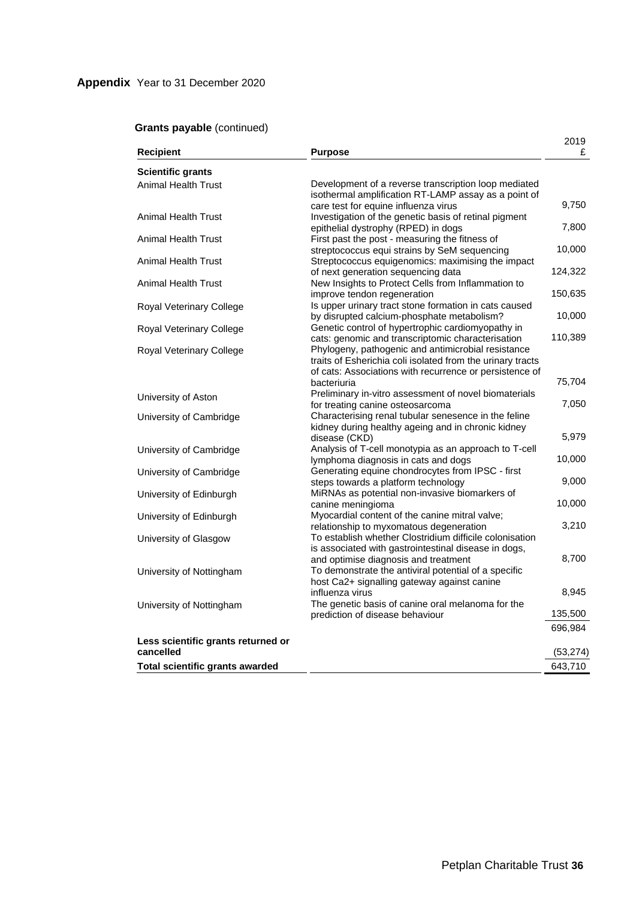**Appendix** Year to 31 December 2020

**Grants payable** (continued)

| Recipient | Purpose | 2019 £ |
| --- | --- | --- |
| **Scientific grants** | | |
| Animal Health Trust | Development of a reverse transcription loop mediated isothermal amplification RT-LAMP assay as a point of care test for equine influenza virus | 9,750 |
| Animal Health Trust | Investigation of the genetic basis of retinal pigment epithelial dystrophy (RPED) in dogs | 7,800 |
| Animal Health Trust | First past the post - measuring the fitness of streptococcus equi strains by SeM sequencing | 10,000 |
| Animal Health Trust | Streptococcus equigenomics: maximising the impact of next generation sequencing data | 124,322 |
| Animal Health Trust | New Insights to Protect Cells from Inflammation to improve tendon regeneration | 150,635 |
| Royal Veterinary College | Is upper urinary tract stone formation in cats caused by disrupted calcium-phosphate metabolism? | 10,000 |
| Royal Veterinary College | Genetic control of hypertrophic cardiomyopathy in cats: genomic and transcriptomic characterisation | 110,389 |
| Royal Veterinary College | Phylogeny, pathogenic and antimicrobial resistance traits of Esherichia coli isolated from the urinary tracts of cats: Associations with recurrence or persistence of bacteriuria | 75,704 |
| University of Aston | Preliminary in-vitro assessment of novel biomaterials for treating canine osteosarcoma | 7,050 |
| University of Cambridge | Characterising renal tubular senesence in the feline kidney during healthy ageing and in chronic kidney disease (CKD) | 5,979 |
| University of Cambridge | Analysis of T-cell monotypia as an approach to T-cell lymphoma diagnosis in cats and dogs | 10,000 |
| University of Cambridge | Generating equine chondrocytes from IPSC - first steps towards a platform technology | 9,000 |
| University of Edinburgh | MiRNAs as potential non-invasive biomarkers of canine meningioma | 10,000 |
| University of Edinburgh | Myocardial content of the canine mitral valve; relationship to myxomatous degeneration | 3,210 |
| University of Glasgow | To establish whether Clostridium difficile colonisation is associated with gastrointestinal disease in dogs, and optimise diagnosis and treatment | 8,700 |
| University of Nottingham | To demonstrate the antiviral potential of a specific host Ca2+ signalling gateway against canine influenza virus | 8,945 |
| University of Nottingham | The genetic basis of canine oral melanoma for the prediction of disease behaviour | 135,500 |
| | | 696,984 |
| **Less scientific grants returned or cancelled** | | (53,274) |
| **Total scientific grants awarded** | | 643,710 |